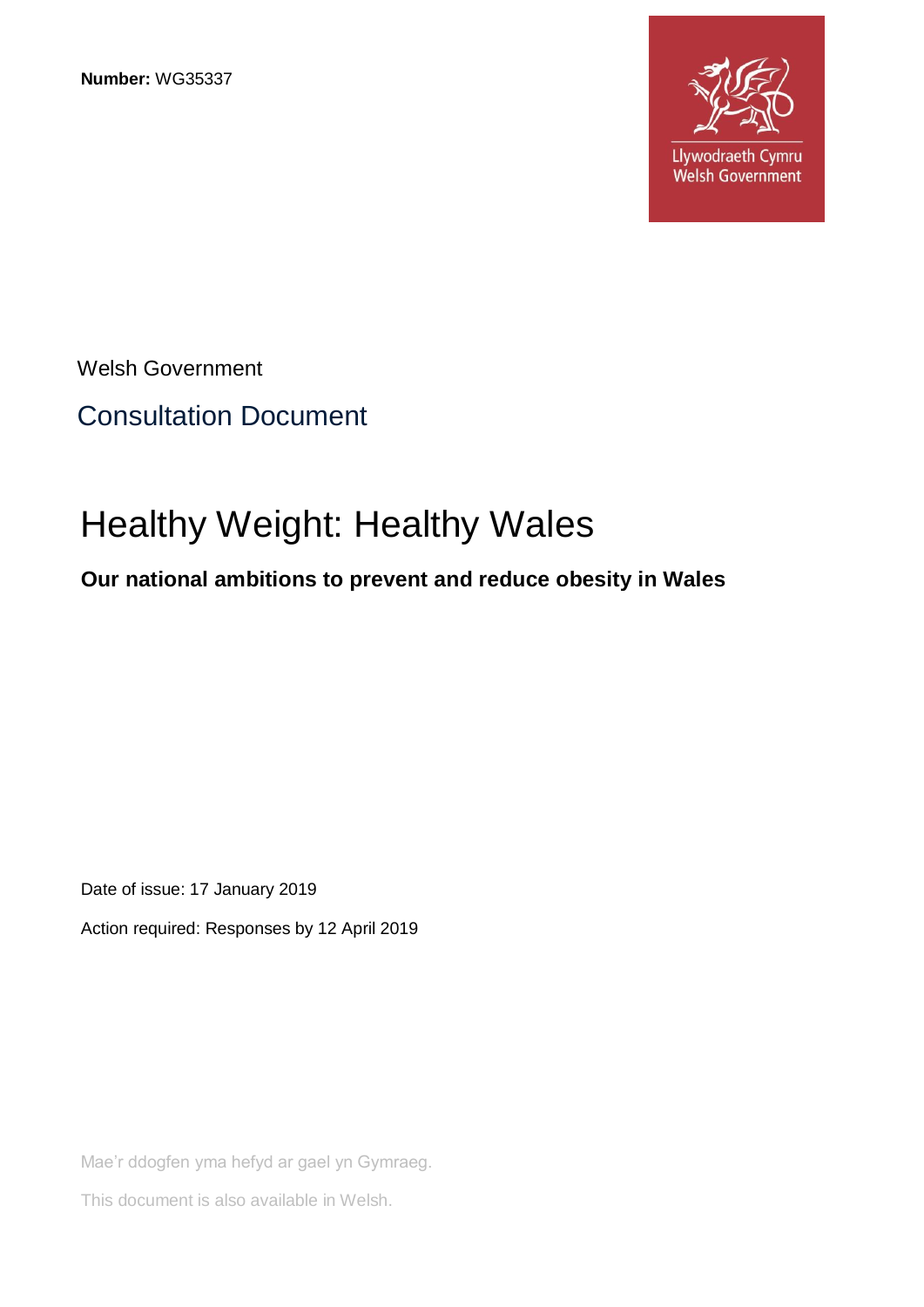**Number:** WG35337

Llywodraeth Cymru
Welsh Government

Welsh Government

## Consultation Document

# Healthy Weight: Healthy Wales

**Our national ambitions to prevent and reduce obesity in Wales**

Date of issue: 17 January 2019

Action required: Responses by 12 April 2019

Mae'r ddogfen yma hefyd ar gael yn Gymraeg.

This document is also available in Welsh.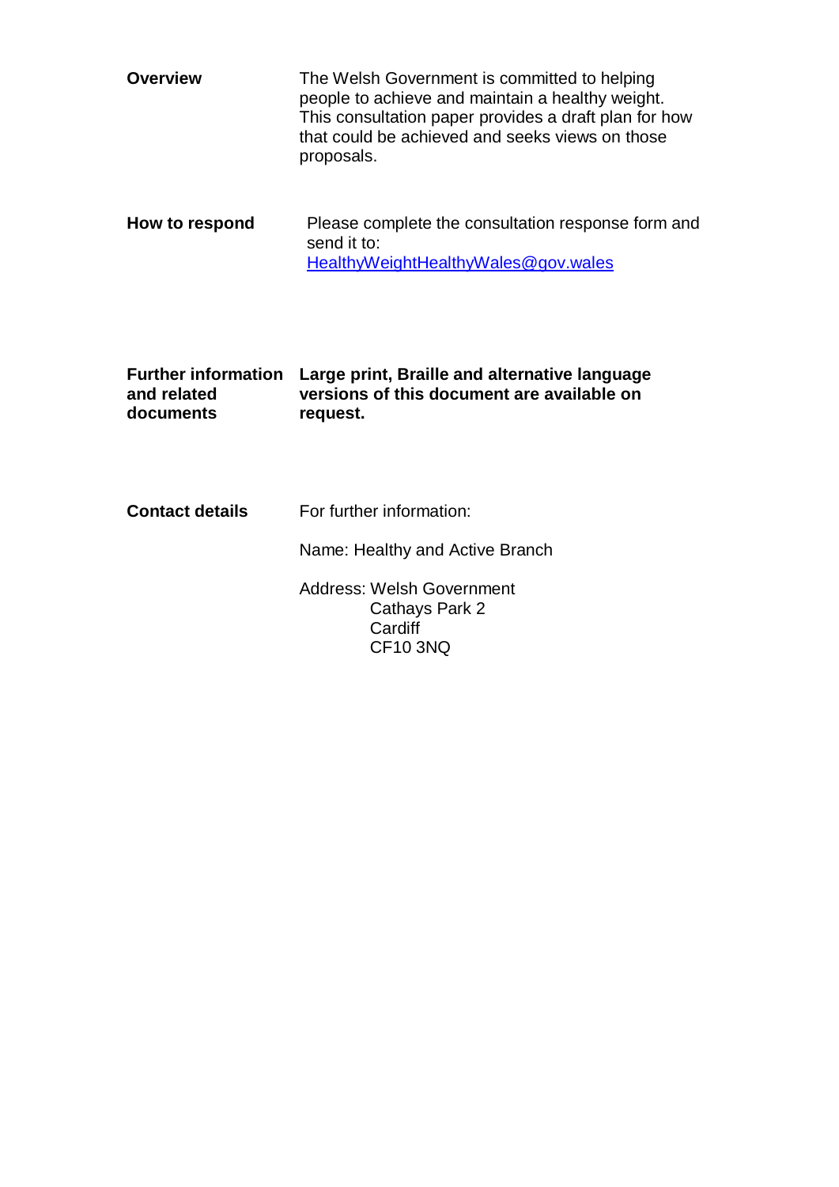| | |
|---|---|
| **Overview** | The Welsh Government is committed to helping people to achieve and maintain a healthy weight. This consultation paper provides a draft plan for how that could be achieved and seeks views on those proposals. |
| **How to respond** | Please complete the consultation response form and send it to: [HealthyWeightHealthyWales@gov.wales](mailto:HealthyWeightHealthyWales@gov.wales) |
| **Further information and related documents** | **Large print, Braille and alternative language versions of this document are available on request.** |
| **Contact details** | For further information:<br><br>Name: Healthy and Active Branch<br><br>Address: Welsh Government<br>Cathays Park 2<br>Cardiff<br>CF10 3NQ |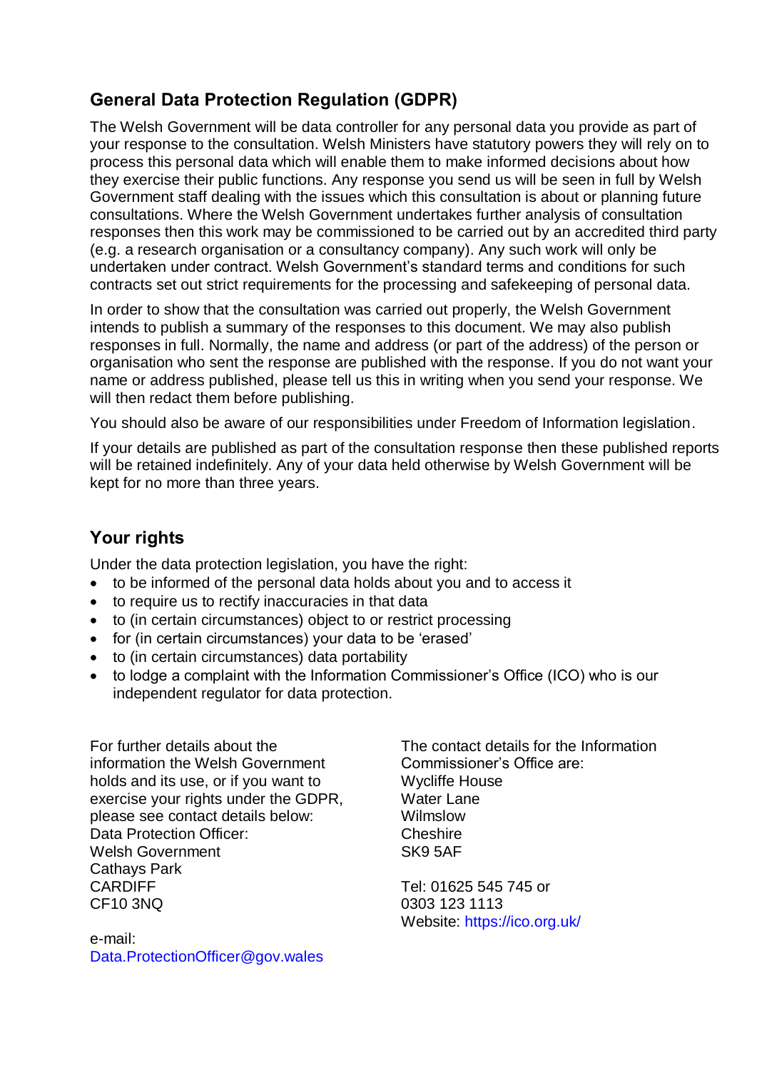## General Data Protection Regulation (GDPR)

The Welsh Government will be data controller for any personal data you provide as part of your response to the consultation. Welsh Ministers have statutory powers they will rely on to process this personal data which will enable them to make informed decisions about how they exercise their public functions. Any response you send us will be seen in full by Welsh Government staff dealing with the issues which this consultation is about or planning future consultations. Where the Welsh Government undertakes further analysis of consultation responses then this work may be commissioned to be carried out by an accredited third party (e.g. a research organisation or a consultancy company). Any such work will only be undertaken under contract. Welsh Government's standard terms and conditions for such contracts set out strict requirements for the processing and safekeeping of personal data.

In order to show that the consultation was carried out properly, the Welsh Government intends to publish a summary of the responses to this document. We may also publish responses in full. Normally, the name and address (or part of the address) of the person or organisation who sent the response are published with the response. If you do not want your name or address published, please tell us this in writing when you send your response. We will then redact them before publishing.

You should also be aware of our responsibilities under Freedom of Information legislation.

If your details are published as part of the consultation response then these published reports will be retained indefinitely. Any of your data held otherwise by Welsh Government will be kept for no more than three years.

## Your rights

Under the data protection legislation, you have the right:

- to be informed of the personal data holds about you and to access it
- to require us to rectify inaccuracies in that data
- to (in certain circumstances) object to or restrict processing
- for (in certain circumstances) your data to be 'erased'
- to (in certain circumstances) data portability
- to lodge a complaint with the Information Commissioner's Office (ICO) who is our independent regulator for data protection.

For further details about the information the Welsh Government holds and its use, or if you want to exercise your rights under the GDPR, please see contact details below:
Data Protection Officer:
Welsh Government
Cathays Park
CARDIFF
CF10 3NQ

e-mail:
Data.ProtectionOfficer@gov.wales

The contact details for the Information Commissioner's Office are:
Wycliffe House
Water Lane
Wilmslow
Cheshire
SK9 5AF

Tel: 01625 545 745 or
0303 123 1113
Website: https://ico.org.uk/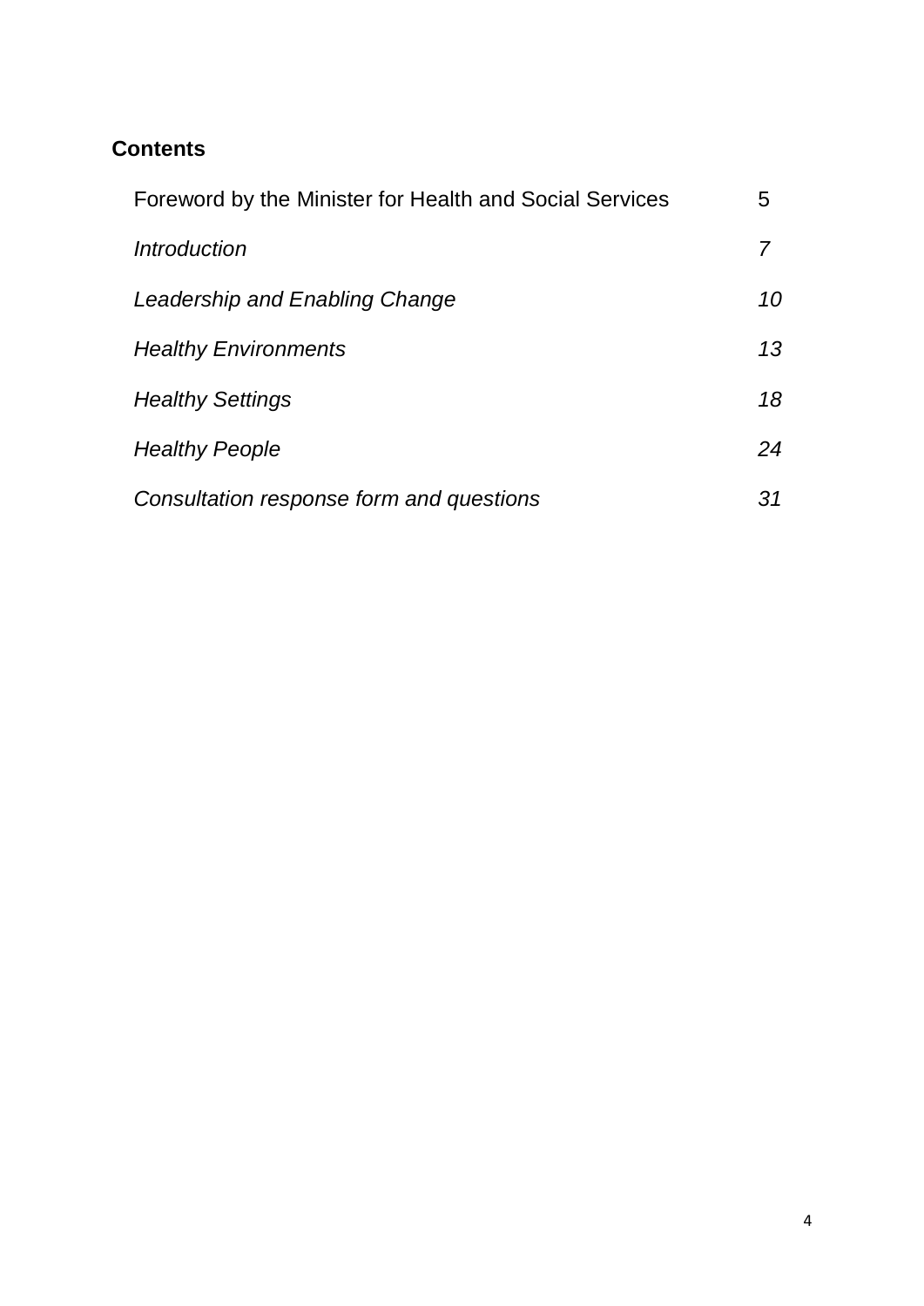## Contents

| | |
|---|---|
| Foreword by the Minister for Health and Social Services | 5 |
| *Introduction* | *7* |
| *Leadership and Enabling Change* | *10* |
| *Healthy Environments* | *13* |
| *Healthy Settings* | *18* |
| *Healthy People* | *24* |
| *Consultation response form and questions* | *31* |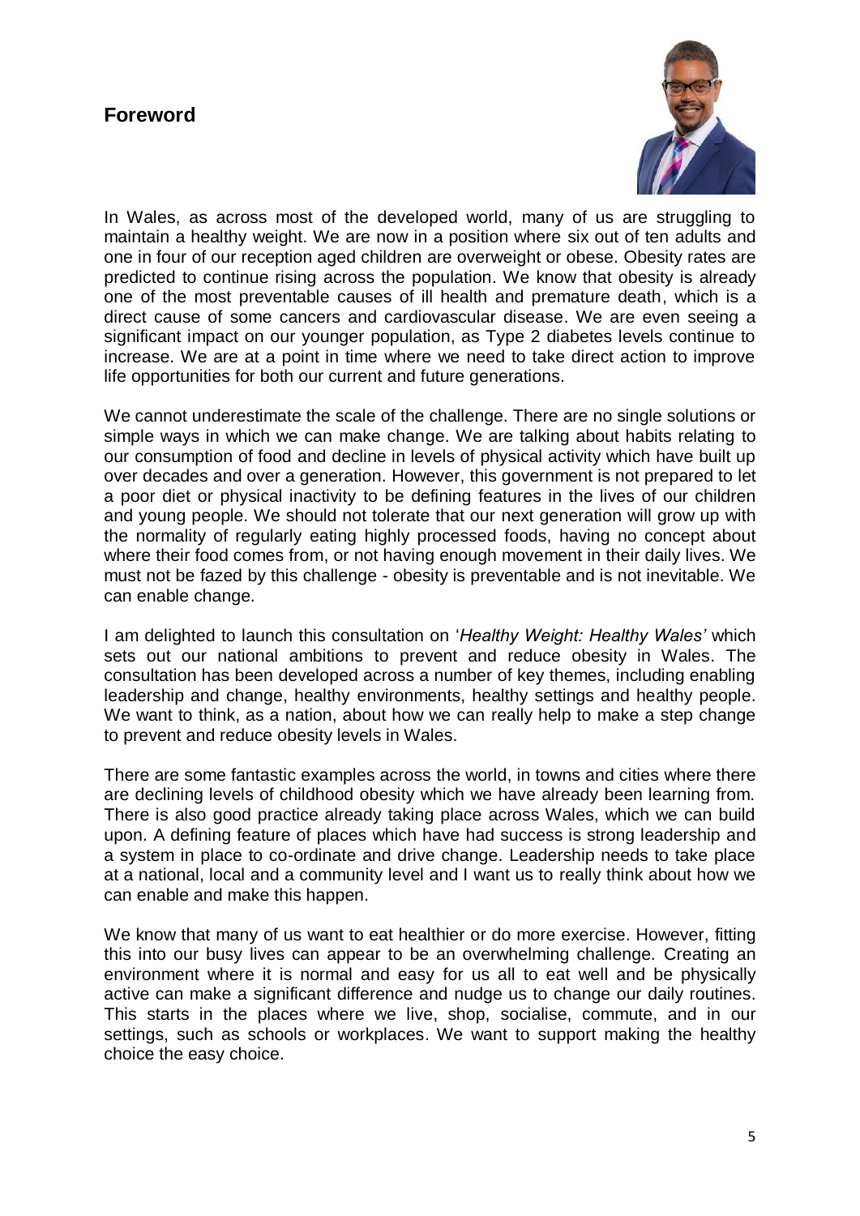## Foreword

In Wales, as across most of the developed world, many of us are struggling to maintain a healthy weight. We are now in a position where six out of ten adults and one in four of our reception aged children are overweight or obese. Obesity rates are predicted to continue rising across the population. We know that obesity is already one of the most preventable causes of ill health and premature death, which is a direct cause of some cancers and cardiovascular disease. We are even seeing a significant impact on our younger population, as Type 2 diabetes levels continue to increase. We are at a point in time where we need to take direct action to improve life opportunities for both our current and future generations.

We cannot underestimate the scale of the challenge. There are no single solutions or simple ways in which we can make change. We are talking about habits relating to our consumption of food and decline in levels of physical activity which have built up over decades and over a generation. However, this government is not prepared to let a poor diet or physical inactivity to be defining features in the lives of our children and young people. We should not tolerate that our next generation will grow up with the normality of regularly eating highly processed foods, having no concept about where their food comes from, or not having enough movement in their daily lives. We must not be fazed by this challenge - obesity is preventable and is not inevitable. We can enable change.

I am delighted to launch this consultation on '*Healthy Weight: Healthy Wales'* which sets out our national ambitions to prevent and reduce obesity in Wales. The consultation has been developed across a number of key themes, including enabling leadership and change, healthy environments, healthy settings and healthy people. We want to think, as a nation, about how we can really help to make a step change to prevent and reduce obesity levels in Wales.

There are some fantastic examples across the world, in towns and cities where there are declining levels of childhood obesity which we have already been learning from. There is also good practice already taking place across Wales, which we can build upon. A defining feature of places which have had success is strong leadership and a system in place to co-ordinate and drive change. Leadership needs to take place at a national, local and a community level and I want us to really think about how we can enable and make this happen.

We know that many of us want to eat healthier or do more exercise. However, fitting this into our busy lives can appear to be an overwhelming challenge. Creating an environment where it is normal and easy for us all to eat well and be physically active can make a significant difference and nudge us to change our daily routines. This starts in the places where we live, shop, socialise, commute, and in our settings, such as schools or workplaces. We want to support making the healthy choice the easy choice.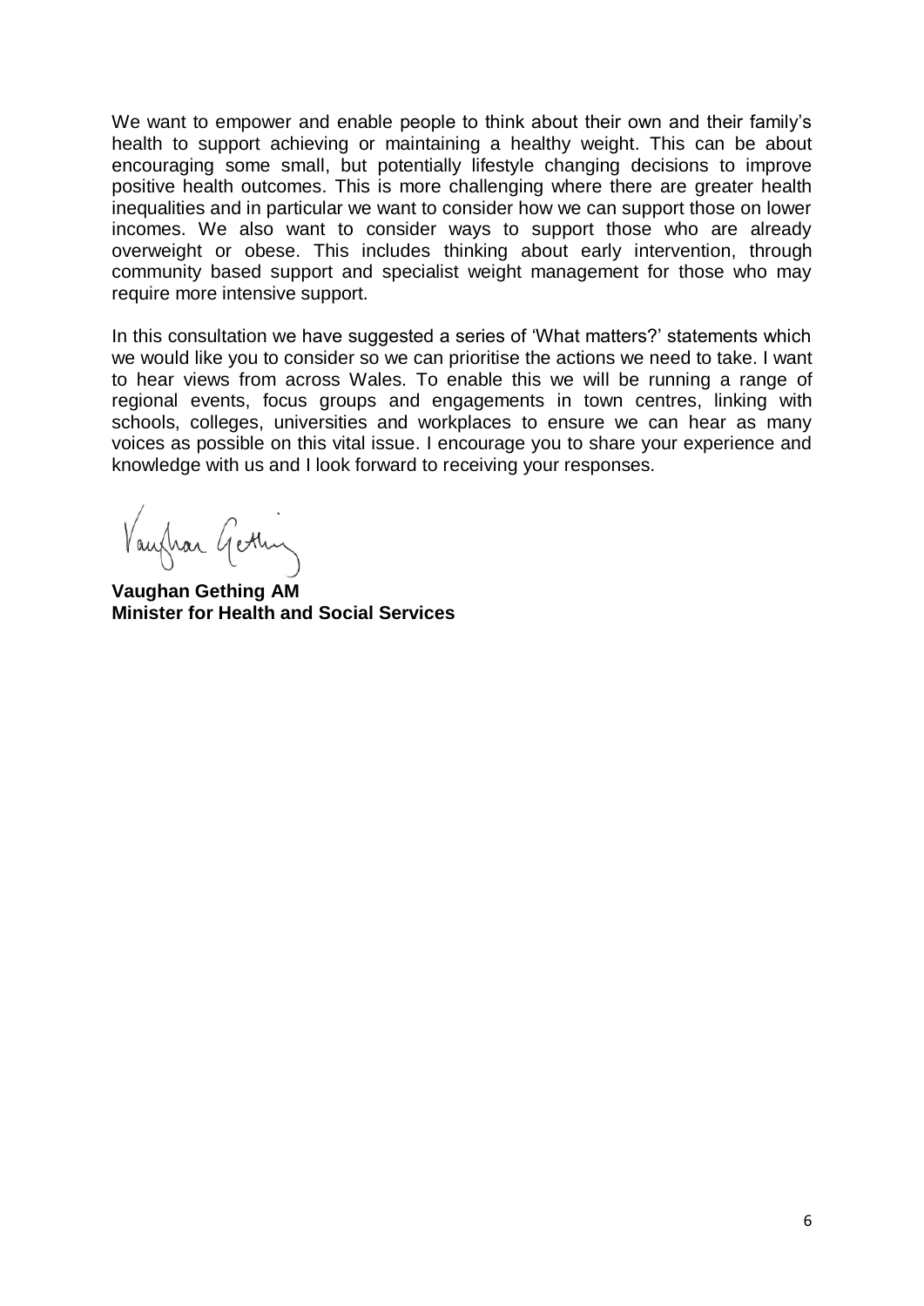We want to empower and enable people to think about their own and their family's health to support achieving or maintaining a healthy weight. This can be about encouraging some small, but potentially lifestyle changing decisions to improve positive health outcomes. This is more challenging where there are greater health inequalities and in particular we want to consider how we can support those on lower incomes. We also want to consider ways to support those who are already overweight or obese. This includes thinking about early intervention, through community based support and specialist weight management for those who may require more intensive support.

In this consultation we have suggested a series of 'What matters?' statements which we would like you to consider so we can prioritise the actions we need to take. I want to hear views from across Wales. To enable this we will be running a range of regional events, focus groups and engagements in town centres, linking with schools, colleges, universities and workplaces to ensure we can hear as many voices as possible on this vital issue. I encourage you to share your experience and knowledge with us and I look forward to receiving your responses.

**Vaughan Gething AM**
**Minister for Health and Social Services**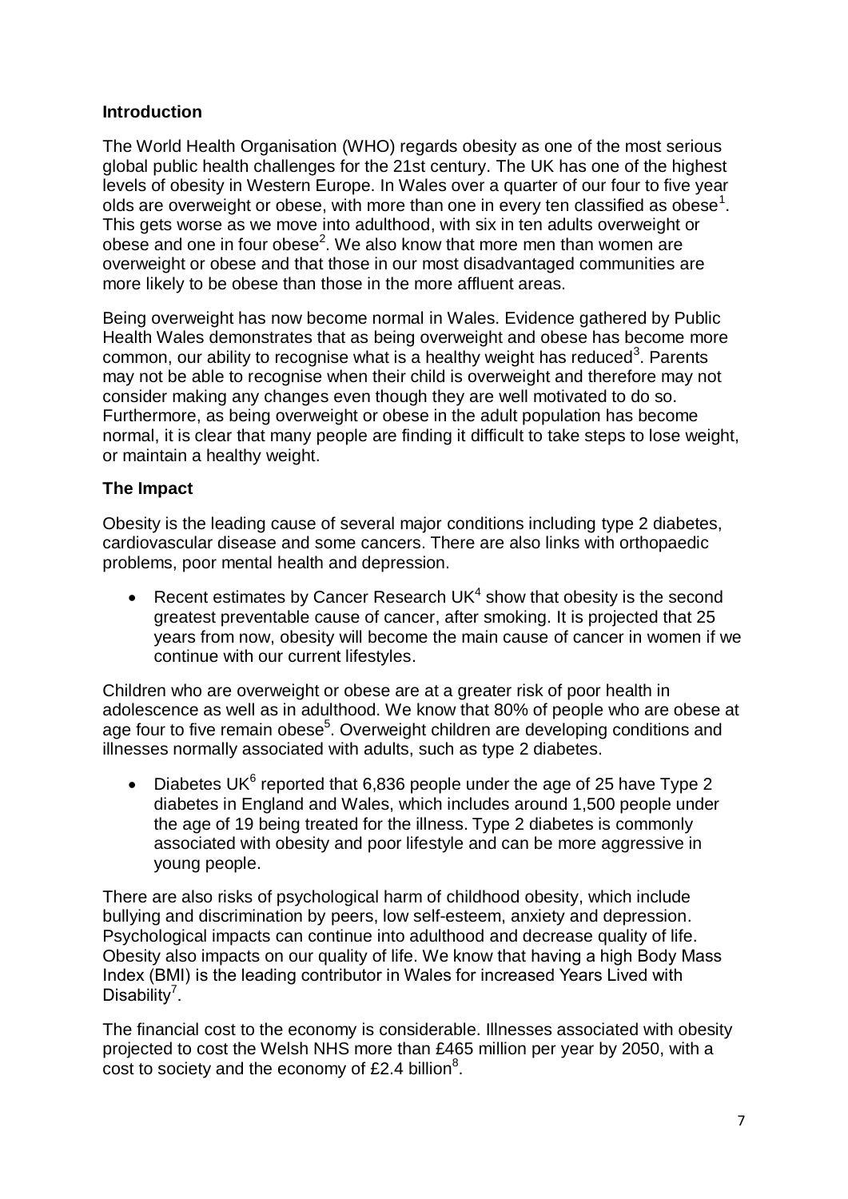## Introduction

The World Health Organisation (WHO) regards obesity as one of the most serious global public health challenges for the 21st century. The UK has one of the highest levels of obesity in Western Europe. In Wales over a quarter of our four to five year olds are overweight or obese, with more than one in every ten classified as obese[1]. This gets worse as we move into adulthood, with six in ten adults overweight or obese and one in four obese[2]. We also know that more men than women are overweight or obese and that those in our most disadvantaged communities are more likely to be obese than those in the more affluent areas.

Being overweight has now become normal in Wales. Evidence gathered by Public Health Wales demonstrates that as being overweight and obese has become more common, our ability to recognise what is a healthy weight has reduced[3]. Parents may not be able to recognise when their child is overweight and therefore may not consider making any changes even though they are well motivated to do so. Furthermore, as being overweight or obese in the adult population has become normal, it is clear that many people are finding it difficult to take steps to lose weight, or maintain a healthy weight.

## The Impact

Obesity is the leading cause of several major conditions including type 2 diabetes, cardiovascular disease and some cancers. There are also links with orthopaedic problems, poor mental health and depression.

- Recent estimates by Cancer Research UK[4] show that obesity is the second greatest preventable cause of cancer, after smoking. It is projected that 25 years from now, obesity will become the main cause of cancer in women if we continue with our current lifestyles.

Children who are overweight or obese are at a greater risk of poor health in adolescence as well as in adulthood. We know that 80% of people who are obese at age four to five remain obese[5]. Overweight children are developing conditions and illnesses normally associated with adults, such as type 2 diabetes.

- Diabetes UK[6] reported that 6,836 people under the age of 25 have Type 2 diabetes in England and Wales, which includes around 1,500 people under the age of 19 being treated for the illness. Type 2 diabetes is commonly associated with obesity and poor lifestyle and can be more aggressive in young people.

There are also risks of psychological harm of childhood obesity, which include bullying and discrimination by peers, low self-esteem, anxiety and depression. Psychological impacts can continue into adulthood and decrease quality of life. Obesity also impacts on our quality of life. We know that having a high Body Mass Index (BMI) is the leading contributor in Wales for increased Years Lived with Disability[7].

The financial cost to the economy is considerable. Illnesses associated with obesity projected to cost the Welsh NHS more than £465 million per year by 2050, with a cost to society and the economy of £2.4 billion[8].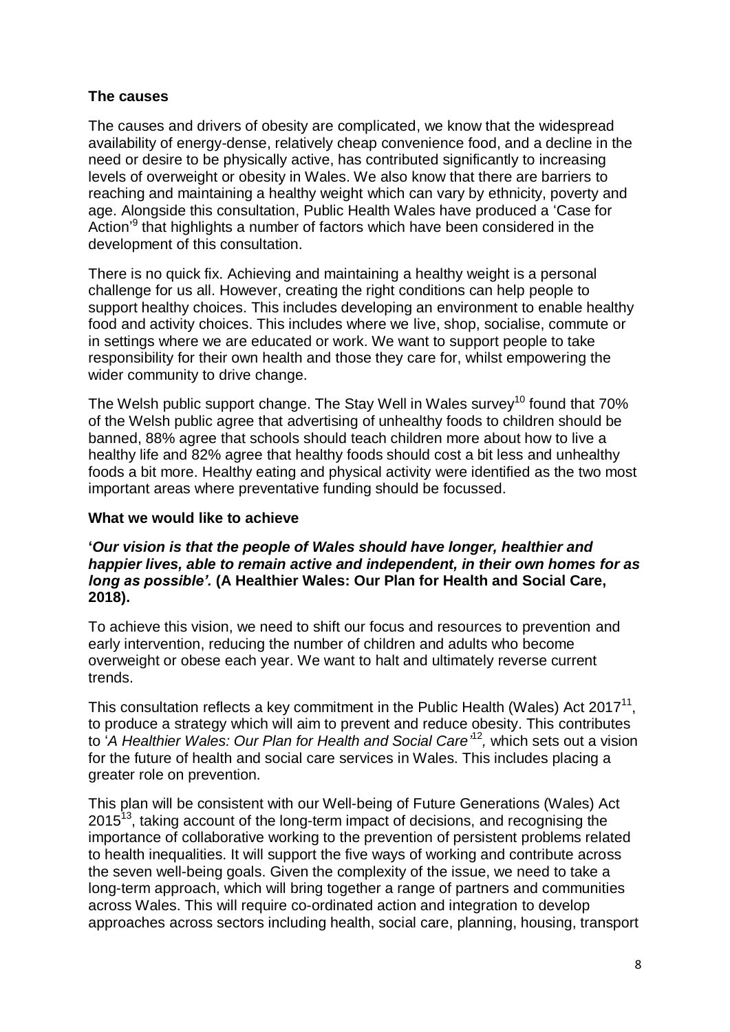## The causes

The causes and drivers of obesity are complicated, we know that the widespread availability of energy-dense, relatively cheap convenience food, and a decline in the need or desire to be physically active, has contributed significantly to increasing levels of overweight or obesity in Wales. We also know that there are barriers to reaching and maintaining a healthy weight which can vary by ethnicity, poverty and age. Alongside this consultation, Public Health Wales have produced a 'Case for Action'[9] that highlights a number of factors which have been considered in the development of this consultation.

There is no quick fix. Achieving and maintaining a healthy weight is a personal challenge for us all. However, creating the right conditions can help people to support healthy choices. This includes developing an environment to enable healthy food and activity choices. This includes where we live, shop, socialise, commute or in settings where we are educated or work. We want to support people to take responsibility for their own health and those they care for, whilst empowering the wider community to drive change.

The Welsh public support change. The Stay Well in Wales survey[10] found that 70% of the Welsh public agree that advertising of unhealthy foods to children should be banned, 88% agree that schools should teach children more about how to live a healthy life and 82% agree that healthy foods should cost a bit less and unhealthy foods a bit more. Healthy eating and physical activity were identified as the two most important areas where preventative funding should be focussed.

## What we would like to achieve

**'*Our vision is that the people of Wales should have longer, healthier and happier lives, able to remain active and independent, in their own homes for as long as possible'.* (A Healthier Wales: Our Plan for Health and Social Care, 2018).**

To achieve this vision, we need to shift our focus and resources to prevention and early intervention, reducing the number of children and adults who become overweight or obese each year. We want to halt and ultimately reverse current trends.

This consultation reflects a key commitment in the Public Health (Wales) Act 2017[11], to produce a strategy which will aim to prevent and reduce obesity. This contributes to '*A Healthier Wales: Our Plan for Health and Social Care*'[12], which sets out a vision for the future of health and social care services in Wales. This includes placing a greater role on prevention.

This plan will be consistent with our Well-being of Future Generations (Wales) Act 2015[13], taking account of the long-term impact of decisions, and recognising the importance of collaborative working to the prevention of persistent problems related to health inequalities. It will support the five ways of working and contribute across the seven well-being goals. Given the complexity of the issue, we need to take a long-term approach, which will bring together a range of partners and communities across Wales. This will require co-ordinated action and integration to develop approaches across sectors including health, social care, planning, housing, transport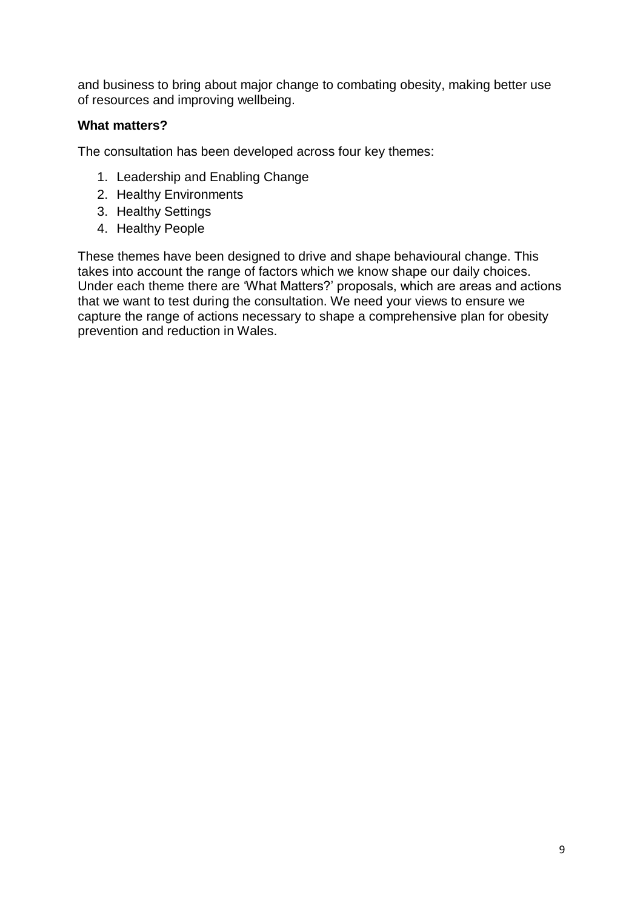and business to bring about major change to combating obesity, making better use of resources and improving wellbeing.

**What matters?**

The consultation has been developed across four key themes:

1. Leadership and Enabling Change
2. Healthy Environments
3. Healthy Settings
4. Healthy People

These themes have been designed to drive and shape behavioural change. This takes into account the range of factors which we know shape our daily choices. Under each theme there are 'What Matters?' proposals, which are areas and actions that we want to test during the consultation. We need your views to ensure we capture the range of actions necessary to shape a comprehensive plan for obesity prevention and reduction in Wales.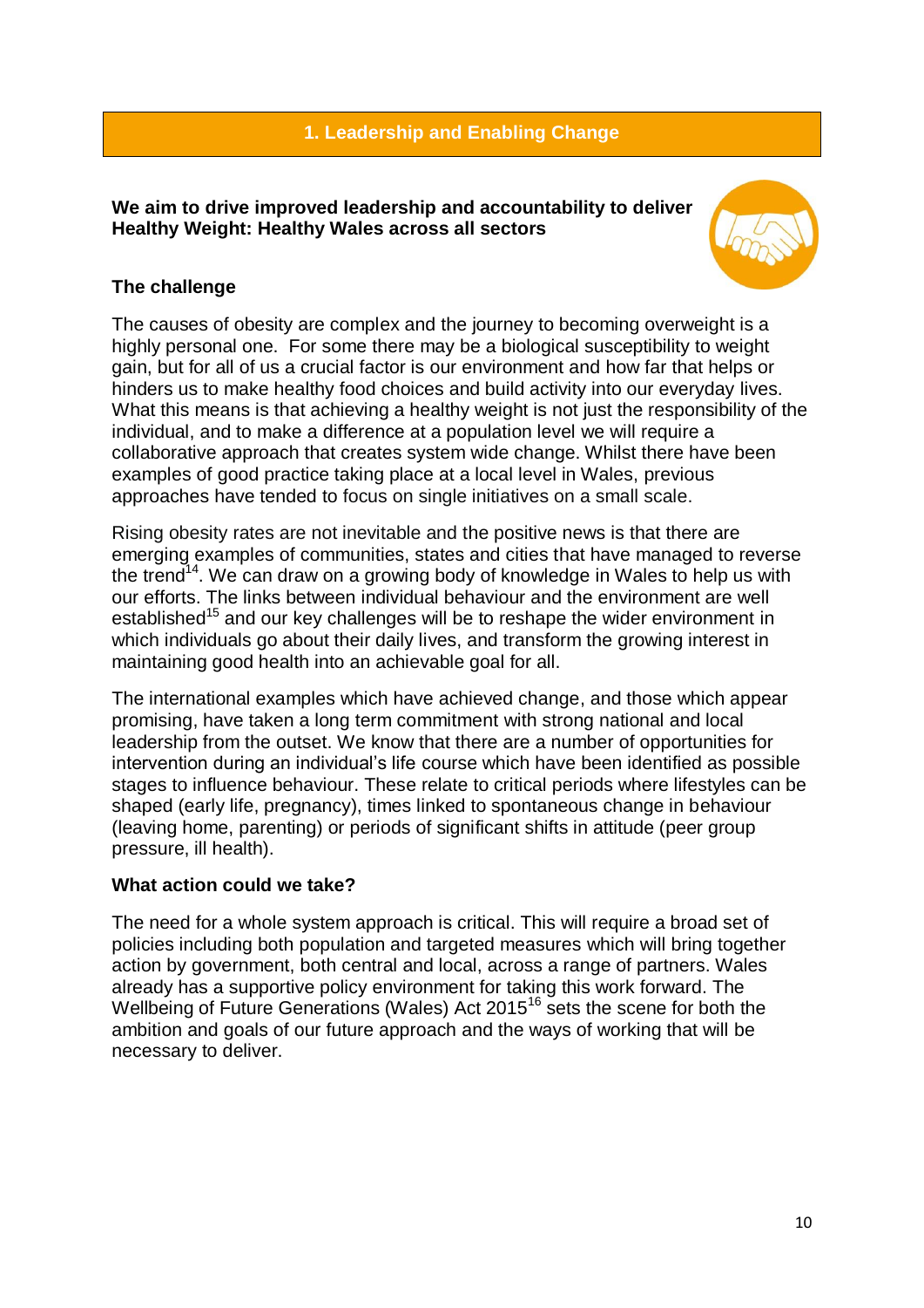## 1. Leadership and Enabling Change

**We aim to drive improved leadership and accountability to deliver Healthy Weight: Healthy Wales across all sectors**

**The challenge**

The causes of obesity are complex and the journey to becoming overweight is a highly personal one. For some there may be a biological susceptibility to weight gain, but for all of us a crucial factor is our environment and how far that helps or hinders us to make healthy food choices and build activity into our everyday lives. What this means is that achieving a healthy weight is not just the responsibility of the individual, and to make a difference at a population level we will require a collaborative approach that creates system wide change. Whilst there have been examples of good practice taking place at a local level in Wales, previous approaches have tended to focus on single initiatives on a small scale.

Rising obesity rates are not inevitable and the positive news is that there are emerging examples of communities, states and cities that have managed to reverse the trend[14]. We can draw on a growing body of knowledge in Wales to help us with our efforts. The links between individual behaviour and the environment are well established[15] and our key challenges will be to reshape the wider environment in which individuals go about their daily lives, and transform the growing interest in maintaining good health into an achievable goal for all.

The international examples which have achieved change, and those which appear promising, have taken a long term commitment with strong national and local leadership from the outset. We know that there are a number of opportunities for intervention during an individual's life course which have been identified as possible stages to influence behaviour. These relate to critical periods where lifestyles can be shaped (early life, pregnancy), times linked to spontaneous change in behaviour (leaving home, parenting) or periods of significant shifts in attitude (peer group pressure, ill health).

**What action could we take?**

The need for a whole system approach is critical. This will require a broad set of policies including both population and targeted measures which will bring together action by government, both central and local, across a range of partners. Wales already has a supportive policy environment for taking this work forward. The Wellbeing of Future Generations (Wales) Act 2015[16] sets the scene for both the ambition and goals of our future approach and the ways of working that will be necessary to deliver.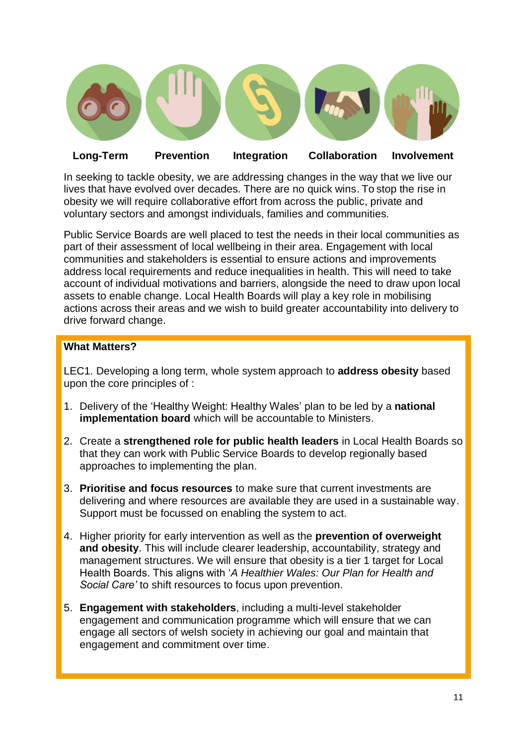**Long-Term** **Prevention** **Integration** **Collaboration** **Involvement**

In seeking to tackle obesity, we are addressing changes in the way that we live our lives that have evolved over decades. There are no quick wins. To stop the rise in obesity we will require collaborative effort from across the public, private and voluntary sectors and amongst individuals, families and communities.

Public Service Boards are well placed to test the needs in their local communities as part of their assessment of local wellbeing in their area. Engagement with local communities and stakeholders is essential to ensure actions and improvements address local requirements and reduce inequalities in health. This will need to take account of individual motivations and barriers, alongside the need to draw upon local assets to enable change. Local Health Boards will play a key role in mobilising actions across their areas and we wish to build greater accountability into delivery to drive forward change.

**What Matters?**

LEC1. Developing a long term, whole system approach to **address obesity** based upon the core principles of :

1. Delivery of the 'Healthy Weight: Healthy Wales' plan to be led by a **national implementation board** which will be accountable to Ministers.
2. Create a **strengthened role for public health leaders** in Local Health Boards so that they can work with Public Service Boards to develop regionally based approaches to implementing the plan.
3. **Prioritise and focus resources** to make sure that current investments are delivering and where resources are available they are used in a sustainable way. Support must be focussed on enabling the system to act.
4. Higher priority for early intervention as well as the **prevention of overweight and obesity**. This will include clearer leadership, accountability, strategy and management structures. We will ensure that obesity is a tier 1 target for Local Health Boards. This aligns with '*A Healthier Wales: Our Plan for Health and Social Care'* to shift resources to focus upon prevention.
5. **Engagement with stakeholders**, including a multi-level stakeholder engagement and communication programme which will ensure that we can engage all sectors of welsh society in achieving our goal and maintain that engagement and commitment over time.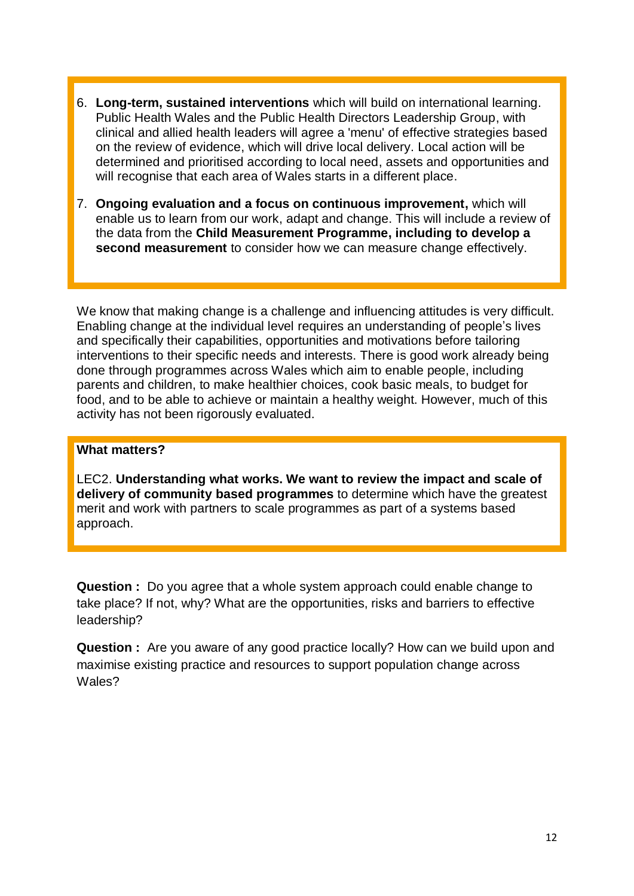6. **Long-term, sustained interventions** which will build on international learning. Public Health Wales and the Public Health Directors Leadership Group, with clinical and allied health leaders will agree a 'menu' of effective strategies based on the review of evidence, which will drive local delivery. Local action will be determined and prioritised according to local need, assets and opportunities and will recognise that each area of Wales starts in a different place.

7. **Ongoing evaluation and a focus on continuous improvement,** which will enable us to learn from our work, adapt and change. This will include a review of the data from the **Child Measurement Programme, including to develop a second measurement** to consider how we can measure change effectively.

We know that making change is a challenge and influencing attitudes is very difficult. Enabling change at the individual level requires an understanding of people's lives and specifically their capabilities, opportunities and motivations before tailoring interventions to their specific needs and interests. There is good work already being done through programmes across Wales which aim to enable people, including parents and children, to make healthier choices, cook basic meals, to budget for food, and to be able to achieve or maintain a healthy weight. However, much of this activity has not been rigorously evaluated.

**What matters?**

LEC2. **Understanding what works. We want to review the impact and scale of delivery of community based programmes** to determine which have the greatest merit and work with partners to scale programmes as part of a systems based approach.

**Question :** Do you agree that a whole system approach could enable change to take place? If not, why? What are the opportunities, risks and barriers to effective leadership?

**Question :** Are you aware of any good practice locally? How can we build upon and maximise existing practice and resources to support population change across Wales?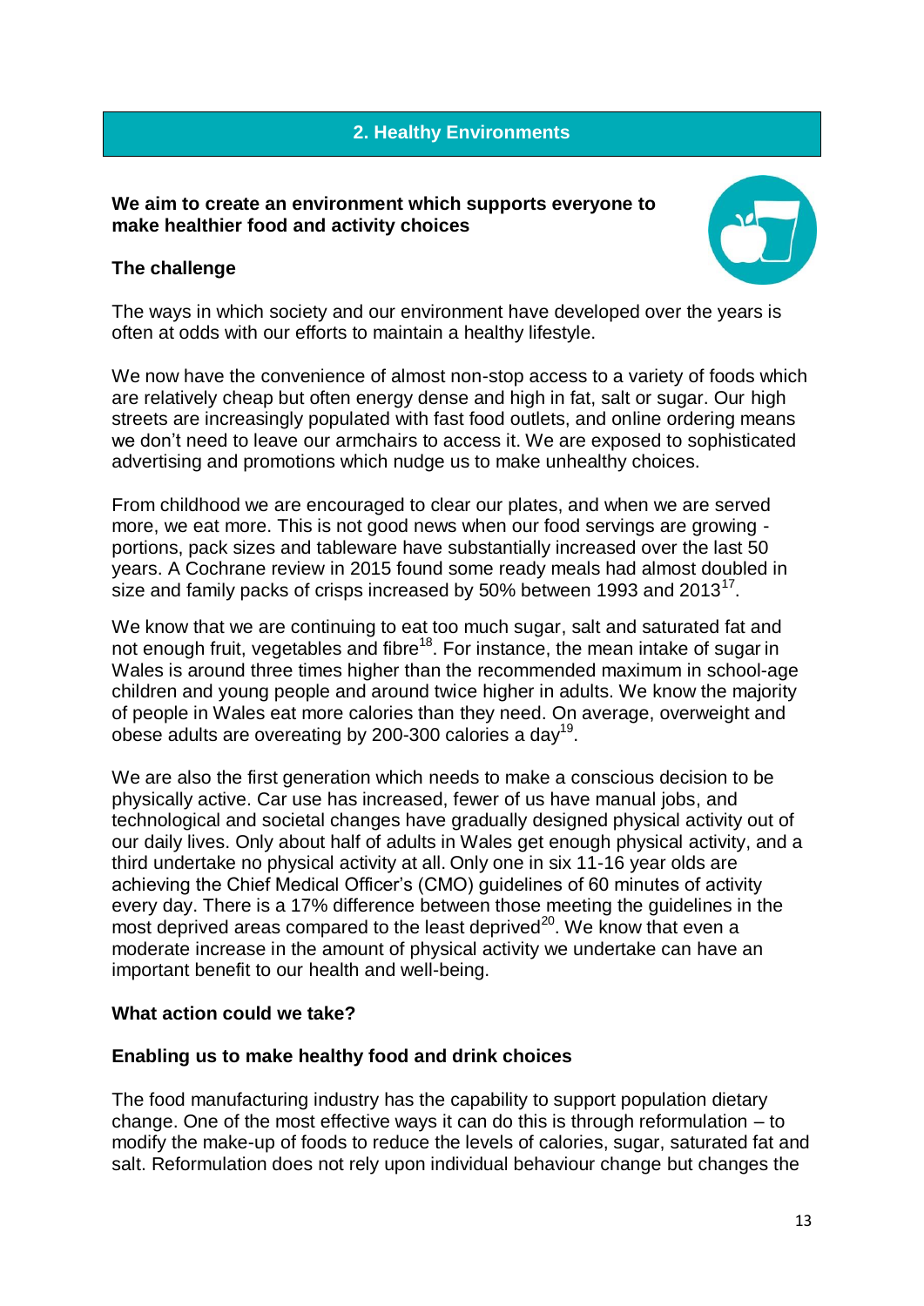## 2. Healthy Environments

**We aim to create an environment which supports everyone to make healthier food and activity choices**

**The challenge**

The ways in which society and our environment have developed over the years is often at odds with our efforts to maintain a healthy lifestyle.

We now have the convenience of almost non-stop access to a variety of foods which are relatively cheap but often energy dense and high in fat, salt or sugar. Our high streets are increasingly populated with fast food outlets, and online ordering means we don't need to leave our armchairs to access it. We are exposed to sophisticated advertising and promotions which nudge us to make unhealthy choices.

From childhood we are encouraged to clear our plates, and when we are served more, we eat more. This is not good news when our food servings are growing - portions, pack sizes and tableware have substantially increased over the last 50 years. A Cochrane review in 2015 found some ready meals had almost doubled in size and family packs of crisps increased by 50% between 1993 and 2013[17].

We know that we are continuing to eat too much sugar, salt and saturated fat and not enough fruit, vegetables and fibre[18]. For instance, the mean intake of sugar in Wales is around three times higher than the recommended maximum in school-age children and young people and around twice higher in adults. We know the majority of people in Wales eat more calories than they need. On average, overweight and obese adults are overeating by 200-300 calories a day[19].

We are also the first generation which needs to make a conscious decision to be physically active. Car use has increased, fewer of us have manual jobs, and technological and societal changes have gradually designed physical activity out of our daily lives. Only about half of adults in Wales get enough physical activity, and a third undertake no physical activity at all. Only one in six 11-16 year olds are achieving the Chief Medical Officer's (CMO) guidelines of 60 minutes of activity every day. There is a 17% difference between those meeting the guidelines in the most deprived areas compared to the least deprived[20]. We know that even a moderate increase in the amount of physical activity we undertake can have an important benefit to our health and well-being.

**What action could we take?**

**Enabling us to make healthy food and drink choices**

The food manufacturing industry has the capability to support population dietary change. One of the most effective ways it can do this is through reformulation – to modify the make-up of foods to reduce the levels of calories, sugar, saturated fat and salt. Reformulation does not rely upon individual behaviour change but changes the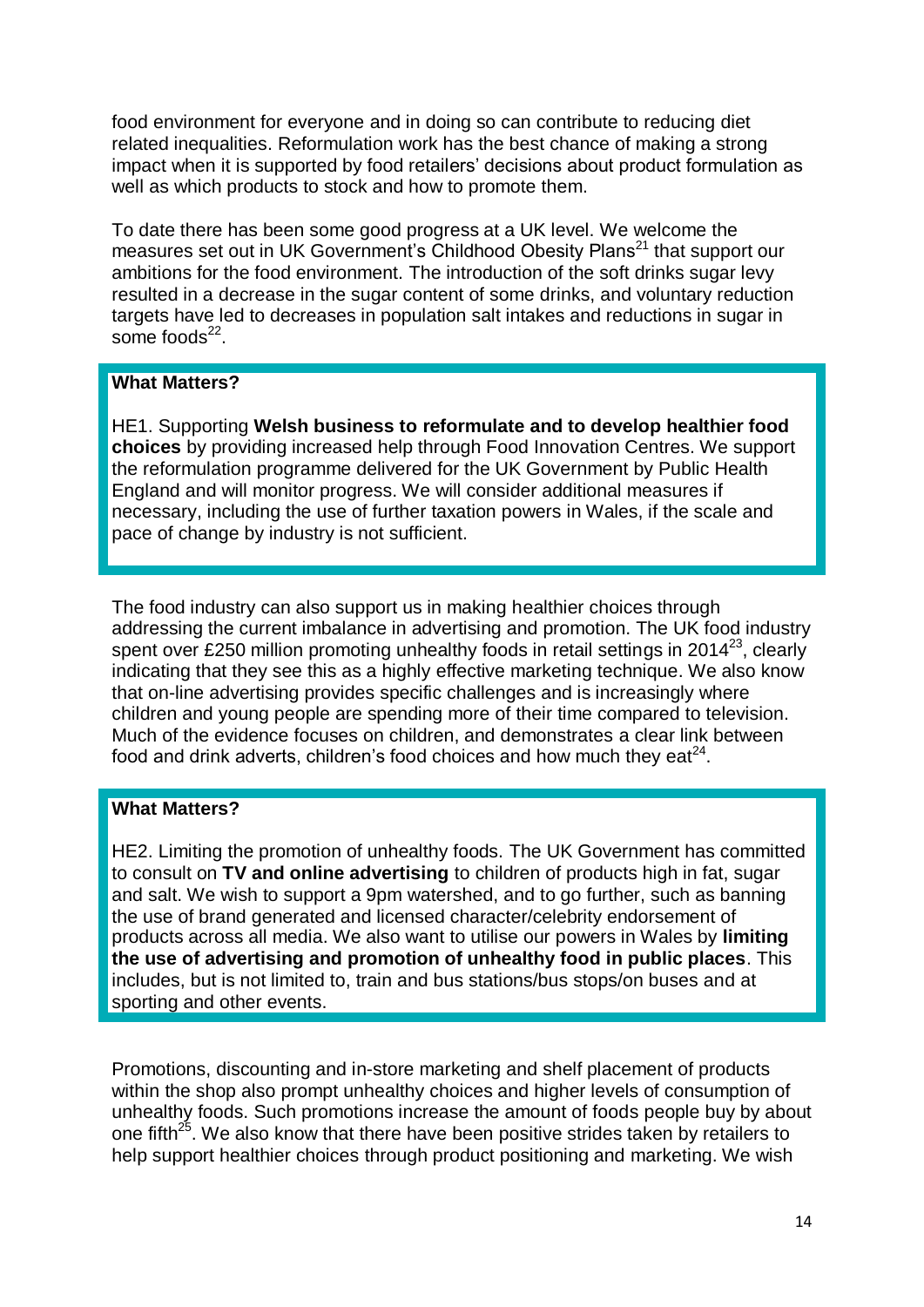food environment for everyone and in doing so can contribute to reducing diet related inequalities. Reformulation work has the best chance of making a strong impact when it is supported by food retailers' decisions about product formulation as well as which products to stock and how to promote them.

To date there has been some good progress at a UK level. We welcome the measures set out in UK Government's Childhood Obesity Plans[21] that support our ambitions for the food environment. The introduction of the soft drinks sugar levy resulted in a decrease in the sugar content of some drinks, and voluntary reduction targets have led to decreases in population salt intakes and reductions in sugar in some foods[22].

> **What Matters?**
>
> HE1. Supporting **Welsh business to reformulate and to develop healthier food choices** by providing increased help through Food Innovation Centres. We support the reformulation programme delivered for the UK Government by Public Health England and will monitor progress. We will consider additional measures if necessary, including the use of further taxation powers in Wales, if the scale and pace of change by industry is not sufficient.

The food industry can also support us in making healthier choices through addressing the current imbalance in advertising and promotion. The UK food industry spent over £250 million promoting unhealthy foods in retail settings in 2014[23], clearly indicating that they see this as a highly effective marketing technique. We also know that on-line advertising provides specific challenges and is increasingly where children and young people are spending more of their time compared to television. Much of the evidence focuses on children, and demonstrates a clear link between food and drink adverts, children's food choices and how much they eat[24].

> **What Matters?**
>
> HE2. Limiting the promotion of unhealthy foods. The UK Government has committed to consult on **TV and online advertising** to children of products high in fat, sugar and salt. We wish to support a 9pm watershed, and to go further, such as banning the use of brand generated and licensed character/celebrity endorsement of products across all media. We also want to utilise our powers in Wales by **limiting the use of advertising and promotion of unhealthy food in public places**. This includes, but is not limited to, train and bus stations/bus stops/on buses and at sporting and other events.

Promotions, discounting and in-store marketing and shelf placement of products within the shop also prompt unhealthy choices and higher levels of consumption of unhealthy foods. Such promotions increase the amount of foods people buy by about one fifth[25]. We also know that there have been positive strides taken by retailers to help support healthier choices through product positioning and marketing. We wish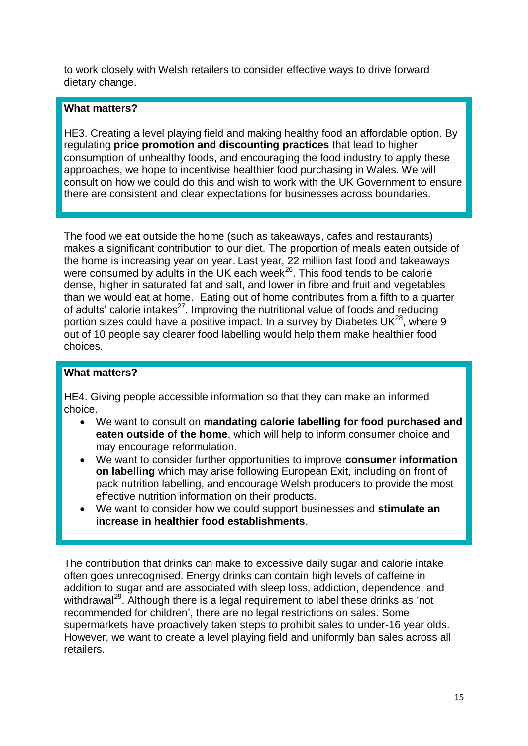to work closely with Welsh retailers to consider effective ways to drive forward dietary change.

> **What matters?**
>
> HE3. Creating a level playing field and making healthy food an affordable option. By regulating **price promotion and discounting practices** that lead to higher consumption of unhealthy foods, and encouraging the food industry to apply these approaches, we hope to incentivise healthier food purchasing in Wales. We will consult on how we could do this and wish to work with the UK Government to ensure there are consistent and clear expectations for businesses across boundaries.

The food we eat outside the home (such as takeaways, cafes and restaurants) makes a significant contribution to our diet. The proportion of meals eaten outside of the home is increasing year on year. Last year, 22 million fast food and takeaways were consumed by adults in the UK each week[26]. This food tends to be calorie dense, higher in saturated fat and salt, and lower in fibre and fruit and vegetables than we would eat at home. Eating out of home contributes from a fifth to a quarter of adults' calorie intakes[27]. Improving the nutritional value of foods and reducing portion sizes could have a positive impact. In a survey by Diabetes UK[28], where 9 out of 10 people say clearer food labelling would help them make healthier food choices.

> **What matters?**
>
> HE4. Giving people accessible information so that they can make an informed choice.
>
> - We want to consult on **mandating calorie labelling for food purchased and eaten outside of the home**, which will help to inform consumer choice and may encourage reformulation.
> - We want to consider further opportunities to improve **consumer information on labelling** which may arise following European Exit, including on front of pack nutrition labelling, and encourage Welsh producers to provide the most effective nutrition information on their products.
> - We want to consider how we could support businesses and **stimulate an increase in healthier food establishments**.

The contribution that drinks can make to excessive daily sugar and calorie intake often goes unrecognised. Energy drinks can contain high levels of caffeine in addition to sugar and are associated with sleep loss, addiction, dependence, and withdrawal[29]. Although there is a legal requirement to label these drinks as 'not recommended for children', there are no legal restrictions on sales. Some supermarkets have proactively taken steps to prohibit sales to under-16 year olds. However, we want to create a level playing field and uniformly ban sales across all retailers.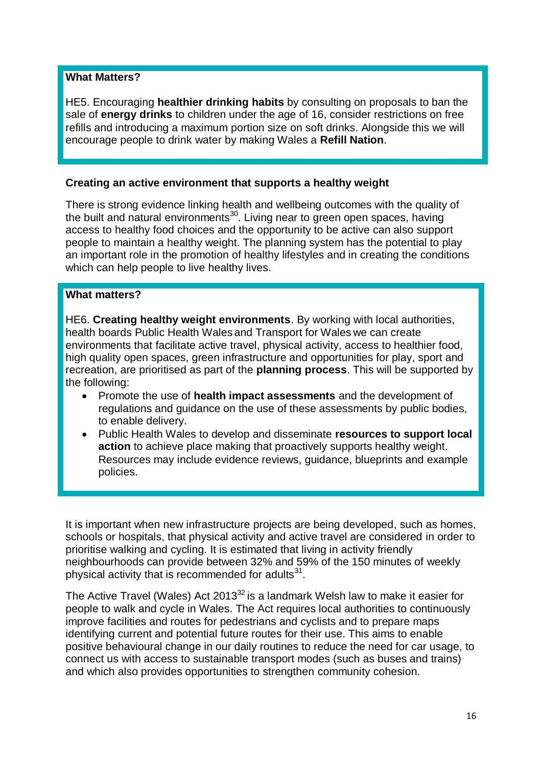**What Matters?**

HE5. Encouraging **healthier drinking habits** by consulting on proposals to ban the sale of **energy drinks** to children under the age of 16, consider restrictions on free refills and introducing a maximum portion size on soft drinks. Alongside this we will encourage people to drink water by making Wales a **Refill Nation**.

**Creating an active environment that supports a healthy weight**

There is strong evidence linking health and wellbeing outcomes with the quality of the built and natural environments[30]. Living near to green open spaces, having access to healthy food choices and the opportunity to be active can also support people to maintain a healthy weight. The planning system has the potential to play an important role in the promotion of healthy lifestyles and in creating the conditions which can help people to live healthy lives.

**What matters?**

HE6. **Creating healthy weight environments**. By working with local authorities, health boards Public Health Wales and Transport for Wales we can create environments that facilitate active travel, physical activity, access to healthier food, high quality open spaces, green infrastructure and opportunities for play, sport and recreation, are prioritised as part of the **planning process**. This will be supported by the following:

- Promote the use of **health impact assessments** and the development of regulations and guidance on the use of these assessments by public bodies, to enable delivery.
- Public Health Wales to develop and disseminate **resources to support local action** to achieve place making that proactively supports healthy weight. Resources may include evidence reviews, guidance, blueprints and example policies.

It is important when new infrastructure projects are being developed, such as homes, schools or hospitals, that physical activity and active travel are considered in order to prioritise walking and cycling. It is estimated that living in activity friendly neighbourhoods can provide between 32% and 59% of the 150 minutes of weekly physical activity that is recommended for adults[31].

The Active Travel (Wales) Act 2013[32] is a landmark Welsh law to make it easier for people to walk and cycle in Wales. The Act requires local authorities to continuously improve facilities and routes for pedestrians and cyclists and to prepare maps identifying current and potential future routes for their use. This aims to enable positive behavioural change in our daily routines to reduce the need for car usage, to connect us with access to sustainable transport modes (such as buses and trains) and which also provides opportunities to strengthen community cohesion.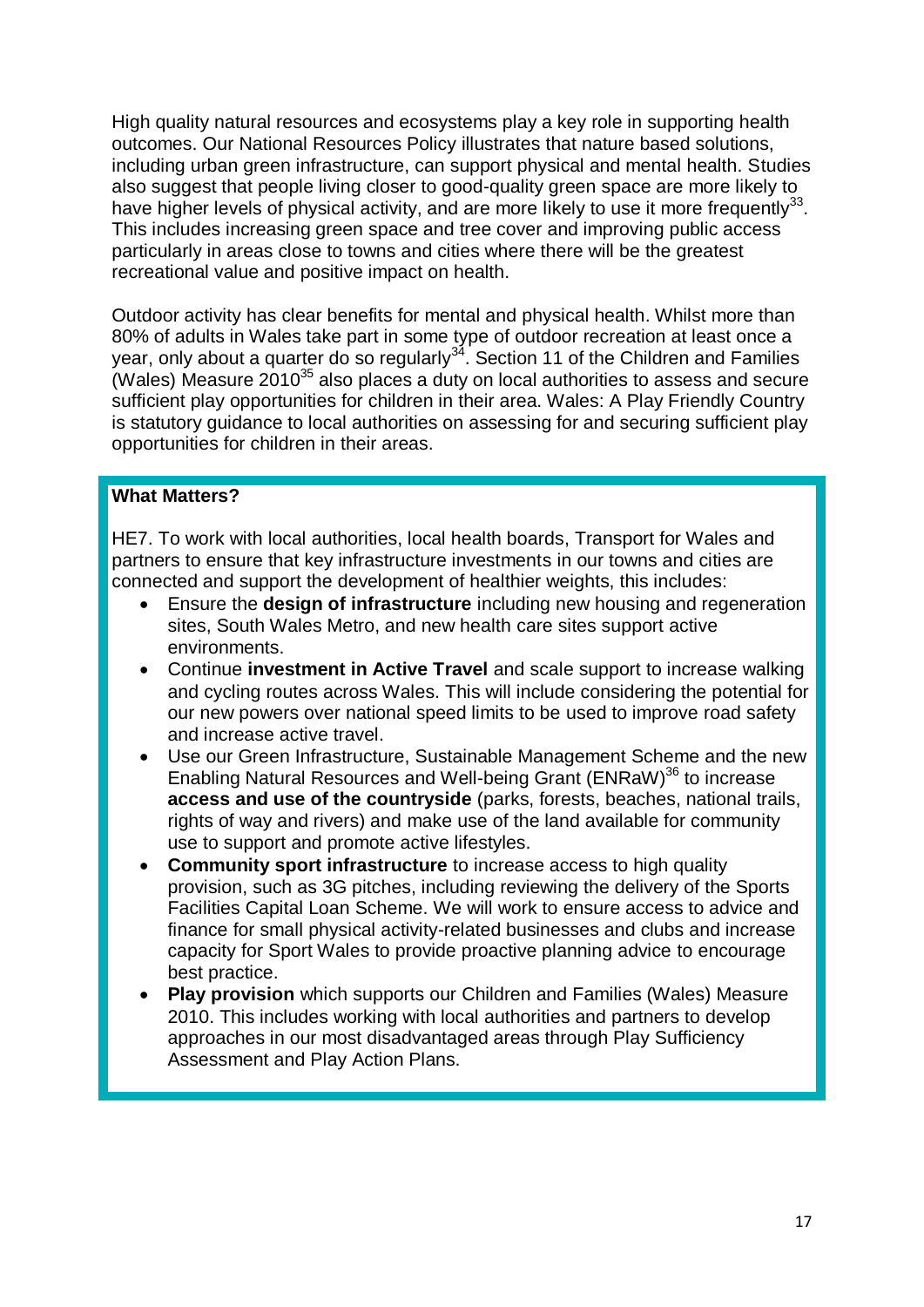High quality natural resources and ecosystems play a key role in supporting health outcomes. Our National Resources Policy illustrates that nature based solutions, including urban green infrastructure, can support physical and mental health. Studies also suggest that people living closer to good-quality green space are more likely to have higher levels of physical activity, and are more likely to use it more frequently[33]. This includes increasing green space and tree cover and improving public access particularly in areas close to towns and cities where there will be the greatest recreational value and positive impact on health.

Outdoor activity has clear benefits for mental and physical health. Whilst more than 80% of adults in Wales take part in some type of outdoor recreation at least once a year, only about a quarter do so regularly[34]. Section 11 of the Children and Families (Wales) Measure 2010[35] also places a duty on local authorities to assess and secure sufficient play opportunities for children in their area. Wales: A Play Friendly Country is statutory guidance to local authorities on assessing for and securing sufficient play opportunities for children in their areas.

**What Matters?**

HE7. To work with local authorities, local health boards, Transport for Wales and partners to ensure that key infrastructure investments in our towns and cities are connected and support the development of healthier weights, this includes:

- Ensure the **design of infrastructure** including new housing and regeneration sites, South Wales Metro, and new health care sites support active environments.
- Continue **investment in Active Travel** and scale support to increase walking and cycling routes across Wales. This will include considering the potential for our new powers over national speed limits to be used to improve road safety and increase active travel.
- Use our Green Infrastructure, Sustainable Management Scheme and the new Enabling Natural Resources and Well-being Grant (ENRaW)[36] to increase **access and use of the countryside** (parks, forests, beaches, national trails, rights of way and rivers) and make use of the land available for community use to support and promote active lifestyles.
- **Community sport infrastructure** to increase access to high quality provision, such as 3G pitches, including reviewing the delivery of the Sports Facilities Capital Loan Scheme. We will work to ensure access to advice and finance for small physical activity-related businesses and clubs and increase capacity for Sport Wales to provide proactive planning advice to encourage best practice.
- **Play provision** which supports our Children and Families (Wales) Measure 2010. This includes working with local authorities and partners to develop approaches in our most disadvantaged areas through Play Sufficiency Assessment and Play Action Plans.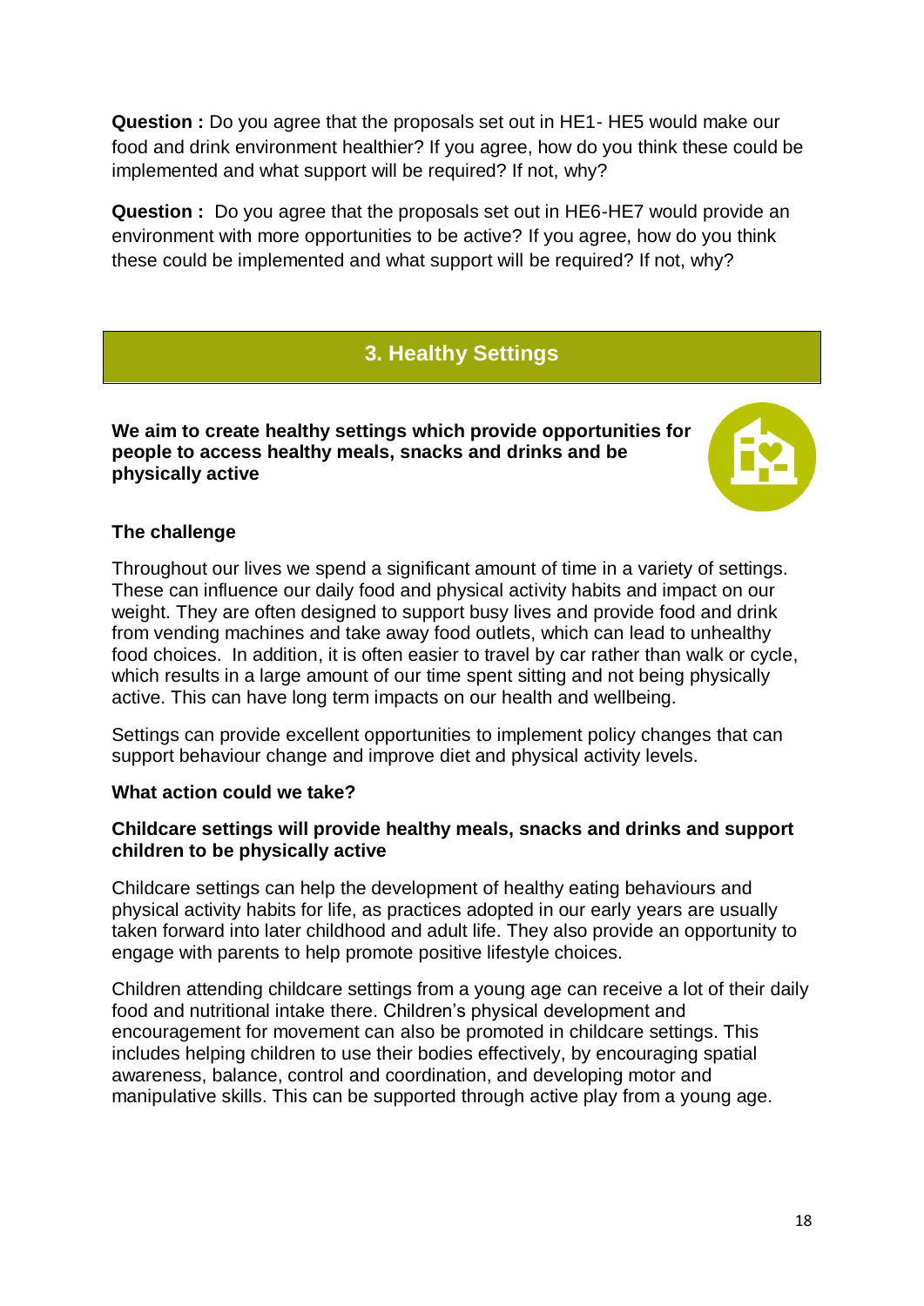**Question :** Do you agree that the proposals set out in HE1- HE5 would make our food and drink environment healthier? If you agree, how do you think these could be implemented and what support will be required? If not, why?

**Question :** Do you agree that the proposals set out in HE6-HE7 would provide an environment with more opportunities to be active? If you agree, how do you think these could be implemented and what support will be required? If not, why?

## 3. Healthy Settings

**We aim to create healthy settings which provide opportunities for people to access healthy meals, snacks and drinks and be physically active**

### The challenge

Throughout our lives we spend a significant amount of time in a variety of settings. These can influence our daily food and physical activity habits and impact on our weight. They are often designed to support busy lives and provide food and drink from vending machines and take away food outlets, which can lead to unhealthy food choices. In addition, it is often easier to travel by car rather than walk or cycle, which results in a large amount of our time spent sitting and not being physically active. This can have long term impacts on our health and wellbeing.

Settings can provide excellent opportunities to implement policy changes that can support behaviour change and improve diet and physical activity levels.

### What action could we take?

**Childcare settings will provide healthy meals, snacks and drinks and support children to be physically active**

Childcare settings can help the development of healthy eating behaviours and physical activity habits for life, as practices adopted in our early years are usually taken forward into later childhood and adult life. They also provide an opportunity to engage with parents to help promote positive lifestyle choices.

Children attending childcare settings from a young age can receive a lot of their daily food and nutritional intake there. Children's physical development and encouragement for movement can also be promoted in childcare settings. This includes helping children to use their bodies effectively, by encouraging spatial awareness, balance, control and coordination, and developing motor and manipulative skills. This can be supported through active play from a young age.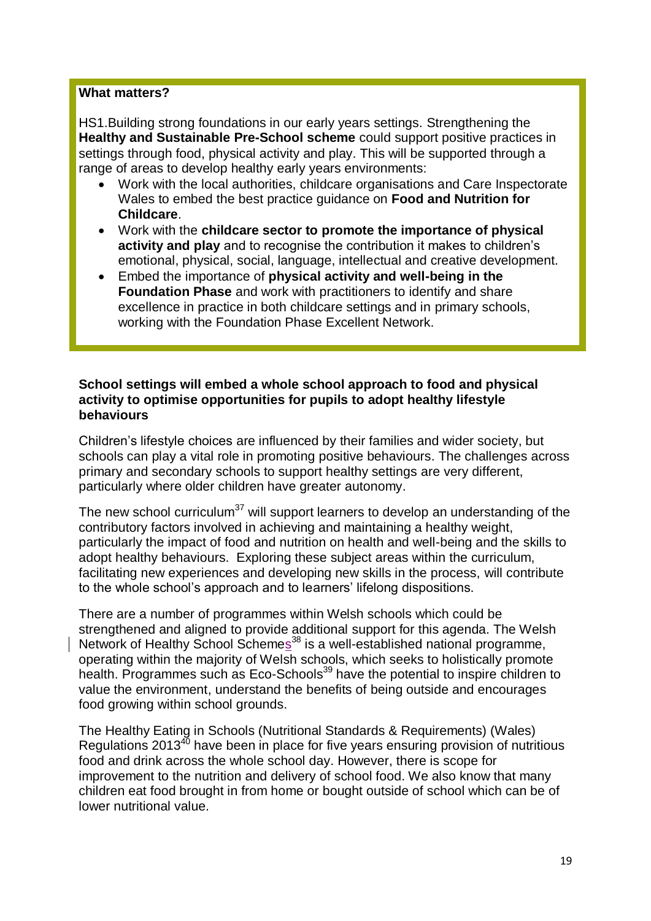**What matters?**

HS1.Building strong foundations in our early years settings. Strengthening the **Healthy and Sustainable Pre-School scheme** could support positive practices in settings through food, physical activity and play. This will be supported through a range of areas to develop healthy early years environments:

- Work with the local authorities, childcare organisations and Care Inspectorate Wales to embed the best practice guidance on **Food and Nutrition for Childcare**.
- Work with the **childcare sector to promote the importance of physical activity and play** and to recognise the contribution it makes to children's emotional, physical, social, language, intellectual and creative development.
- Embed the importance of **physical activity and well-being in the Foundation Phase** and work with practitioners to identify and share excellence in practice in both childcare settings and in primary schools, working with the Foundation Phase Excellent Network.

**School settings will embed a whole school approach to food and physical activity to optimise opportunities for pupils to adopt healthy lifestyle behaviours**

Children's lifestyle choices are influenced by their families and wider society, but schools can play a vital role in promoting positive behaviours. The challenges across primary and secondary schools to support healthy settings are very different, particularly where older children have greater autonomy.

The new school curriculum[37] will support learners to develop an understanding of the contributory factors involved in achieving and maintaining a healthy weight, particularly the impact of food and nutrition on health and well-being and the skills to adopt healthy behaviours. Exploring these subject areas within the curriculum, facilitating new experiences and developing new skills in the process, will contribute to the whole school's approach and to learners' lifelong dispositions.

There are a number of programmes within Welsh schools which could be strengthened and aligned to provide additional support for this agenda. The Welsh Network of Healthy School Schemes[38] is a well-established national programme, operating within the majority of Welsh schools, which seeks to holistically promote health. Programmes such as Eco-Schools[39] have the potential to inspire children to value the environment, understand the benefits of being outside and encourages food growing within school grounds.

The Healthy Eating in Schools (Nutritional Standards & Requirements) (Wales) Regulations 2013[40] have been in place for five years ensuring provision of nutritious food and drink across the whole school day. However, there is scope for improvement to the nutrition and delivery of school food. We also know that many children eat food brought in from home or bought outside of school which can be of lower nutritional value.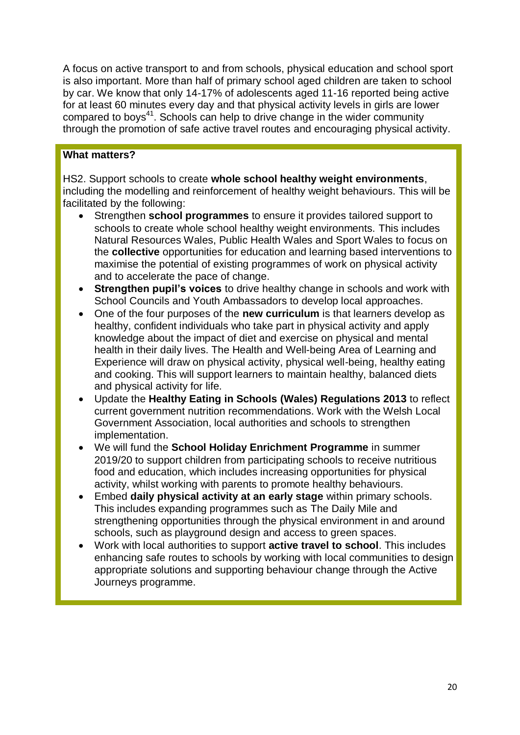A focus on active transport to and from schools, physical education and school sport is also important. More than half of primary school aged children are taken to school by car. We know that only 14-17% of adolescents aged 11-16 reported being active for at least 60 minutes every day and that physical activity levels in girls are lower compared to boys[41]. Schools can help to drive change in the wider community through the promotion of safe active travel routes and encouraging physical activity.

**What matters?**

HS2. Support schools to create **whole school healthy weight environments**, including the modelling and reinforcement of healthy weight behaviours. This will be facilitated by the following:

- Strengthen **school programmes** to ensure it provides tailored support to schools to create whole school healthy weight environments. This includes Natural Resources Wales, Public Health Wales and Sport Wales to focus on the **collective** opportunities for education and learning based interventions to maximise the potential of existing programmes of work on physical activity and to accelerate the pace of change.
- **Strengthen pupil's voices** to drive healthy change in schools and work with School Councils and Youth Ambassadors to develop local approaches.
- One of the four purposes of the **new curriculum** is that learners develop as healthy, confident individuals who take part in physical activity and apply knowledge about the impact of diet and exercise on physical and mental health in their daily lives. The Health and Well-being Area of Learning and Experience will draw on physical activity, physical well-being, healthy eating and cooking. This will support learners to maintain healthy, balanced diets and physical activity for life.
- Update the **Healthy Eating in Schools (Wales) Regulations 2013** to reflect current government nutrition recommendations. Work with the Welsh Local Government Association, local authorities and schools to strengthen implementation.
- We will fund the **School Holiday Enrichment Programme** in summer 2019/20 to support children from participating schools to receive nutritious food and education, which includes increasing opportunities for physical activity, whilst working with parents to promote healthy behaviours.
- Embed **daily physical activity at an early stage** within primary schools. This includes expanding programmes such as The Daily Mile and strengthening opportunities through the physical environment in and around schools, such as playground design and access to green spaces.
- Work with local authorities to support **active travel to school**. This includes enhancing safe routes to schools by working with local communities to design appropriate solutions and supporting behaviour change through the Active Journeys programme.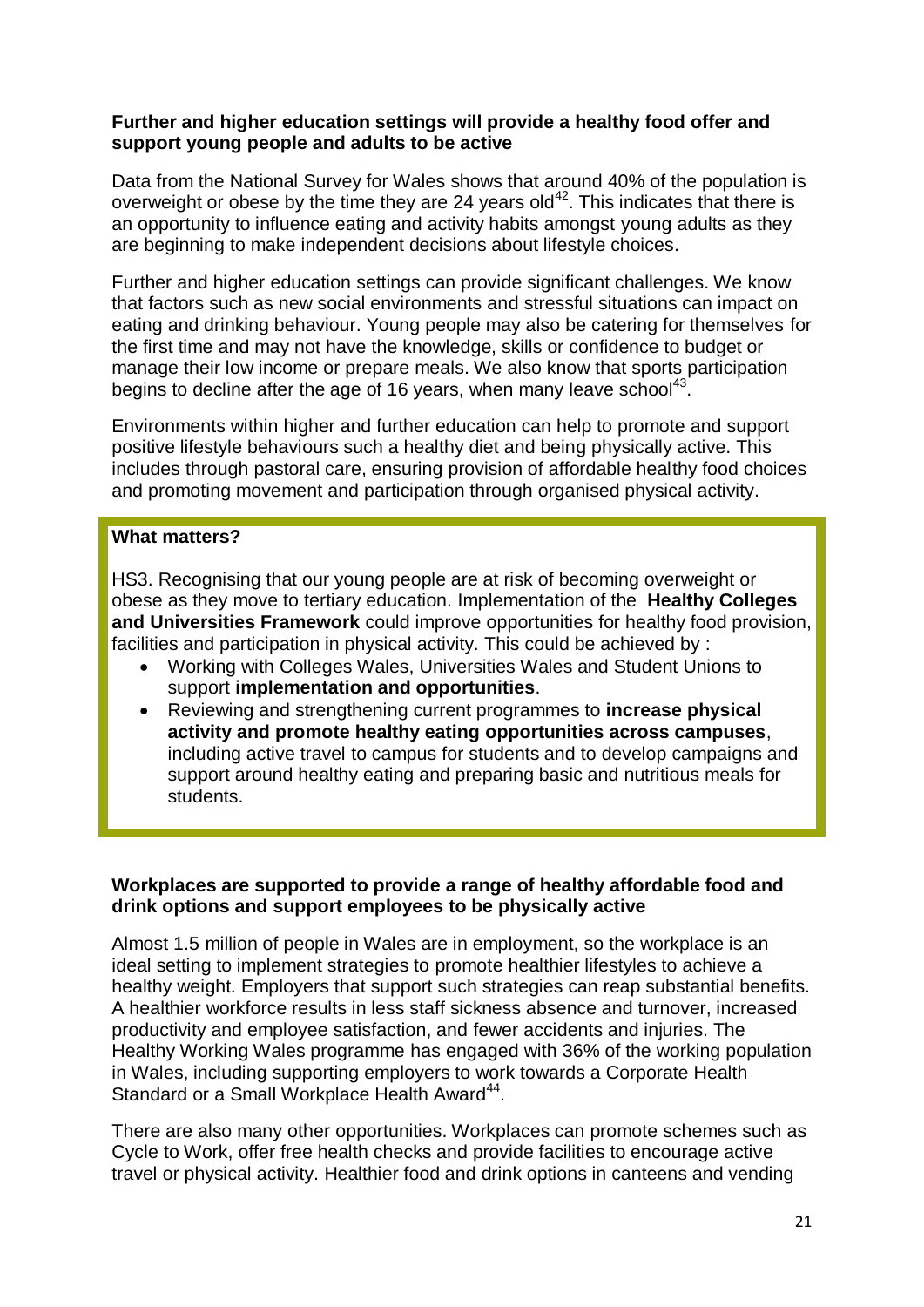**Further and higher education settings will provide a healthy food offer and support young people and adults to be active**

Data from the National Survey for Wales shows that around 40% of the population is overweight or obese by the time they are 24 years old[42]. This indicates that there is an opportunity to influence eating and activity habits amongst young adults as they are beginning to make independent decisions about lifestyle choices.

Further and higher education settings can provide significant challenges. We know that factors such as new social environments and stressful situations can impact on eating and drinking behaviour. Young people may also be catering for themselves for the first time and may not have the knowledge, skills or confidence to budget or manage their low income or prepare meals. We also know that sports participation begins to decline after the age of 16 years, when many leave school[43].

Environments within higher and further education can help to promote and support positive lifestyle behaviours such a healthy diet and being physically active. This includes through pastoral care, ensuring provision of affordable healthy food choices and promoting movement and participation through organised physical activity.

**What matters?**

HS3. Recognising that our young people are at risk of becoming overweight or obese as they move to tertiary education. Implementation of the **Healthy Colleges and Universities Framework** could improve opportunities for healthy food provision, facilities and participation in physical activity. This could be achieved by :

- Working with Colleges Wales, Universities Wales and Student Unions to support **implementation and opportunities**.
- Reviewing and strengthening current programmes to **increase physical activity and promote healthy eating opportunities across campuses**, including active travel to campus for students and to develop campaigns and support around healthy eating and preparing basic and nutritious meals for students.

**Workplaces are supported to provide a range of healthy affordable food and drink options and support employees to be physically active**

Almost 1.5 million of people in Wales are in employment, so the workplace is an ideal setting to implement strategies to promote healthier lifestyles to achieve a healthy weight. Employers that support such strategies can reap substantial benefits. A healthier workforce results in less staff sickness absence and turnover, increased productivity and employee satisfaction, and fewer accidents and injuries. The Healthy Working Wales programme has engaged with 36% of the working population in Wales, including supporting employers to work towards a Corporate Health Standard or a Small Workplace Health Award[44].

There are also many other opportunities. Workplaces can promote schemes such as Cycle to Work, offer free health checks and provide facilities to encourage active travel or physical activity. Healthier food and drink options in canteens and vending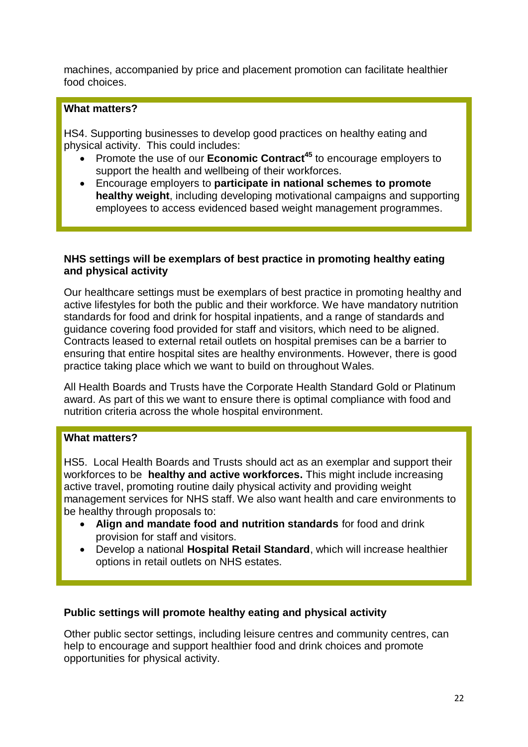machines, accompanied by price and placement promotion can facilitate healthier food choices.

**What matters?**

HS4. Supporting businesses to develop good practices on healthy eating and physical activity. This could includes:

- Promote the use of our **Economic Contract**[45] to encourage employers to support the health and wellbeing of their workforces.
- Encourage employers to **participate in national schemes to promote healthy weight**, including developing motivational campaigns and supporting employees to access evidenced based weight management programmes.

### NHS settings will be exemplars of best practice in promoting healthy eating and physical activity

Our healthcare settings must be exemplars of best practice in promoting healthy and active lifestyles for both the public and their workforce. We have mandatory nutrition standards for food and drink for hospital inpatients, and a range of standards and guidance covering food provided for staff and visitors, which need to be aligned. Contracts leased to external retail outlets on hospital premises can be a barrier to ensuring that entire hospital sites are healthy environments. However, there is good practice taking place which we want to build on throughout Wales.

All Health Boards and Trusts have the Corporate Health Standard Gold or Platinum award. As part of this we want to ensure there is optimal compliance with food and nutrition criteria across the whole hospital environment.

**What matters?**

HS5. Local Health Boards and Trusts should act as an exemplar and support their workforces to be **healthy and active workforces.** This might include increasing active travel, promoting routine daily physical activity and providing weight management services for NHS staff. We also want health and care environments to be healthy through proposals to:

- **Align and mandate food and nutrition standards** for food and drink provision for staff and visitors.
- Develop a national **Hospital Retail Standard**, which will increase healthier options in retail outlets on NHS estates.

### Public settings will promote healthy eating and physical activity

Other public sector settings, including leisure centres and community centres, can help to encourage and support healthier food and drink choices and promote opportunities for physical activity.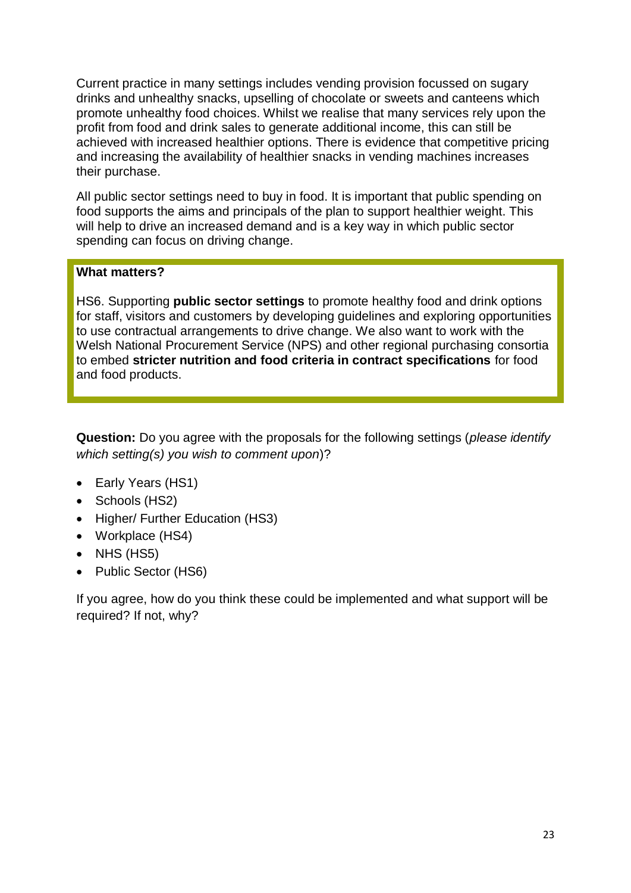Current practice in many settings includes vending provision focussed on sugary drinks and unhealthy snacks, upselling of chocolate or sweets and canteens which promote unhealthy food choices. Whilst we realise that many services rely upon the profit from food and drink sales to generate additional income, this can still be achieved with increased healthier options. There is evidence that competitive pricing and increasing the availability of healthier snacks in vending machines increases their purchase.

All public sector settings need to buy in food. It is important that public spending on food supports the aims and principals of the plan to support healthier weight. This will help to drive an increased demand and is a key way in which public sector spending can focus on driving change.

**What matters?**

HS6. Supporting **public sector settings** to promote healthy food and drink options for staff, visitors and customers by developing guidelines and exploring opportunities to use contractual arrangements to drive change. We also want to work with the Welsh National Procurement Service (NPS) and other regional purchasing consortia to embed **stricter nutrition and food criteria in contract specifications** for food and food products.

**Question:** Do you agree with the proposals for the following settings (*please identify which setting(s) you wish to comment upon*)?

- Early Years (HS1)
- Schools (HS2)
- Higher/ Further Education (HS3)
- Workplace (HS4)
- NHS (HS5)
- Public Sector (HS6)

If you agree, how do you think these could be implemented and what support will be required? If not, why?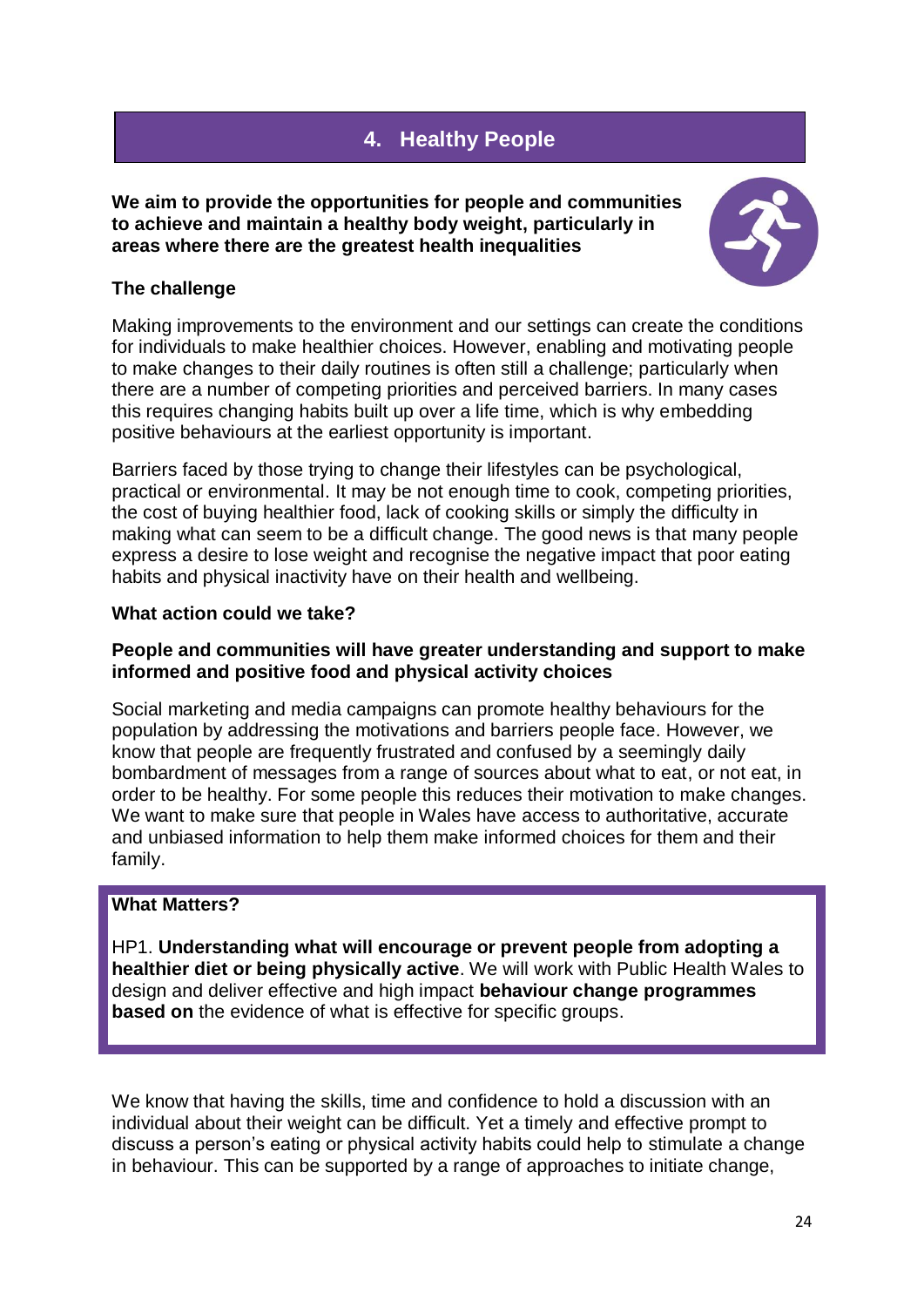## 4. Healthy People

**We aim to provide the opportunities for people and communities to achieve and maintain a healthy body weight, particularly in areas where there are the greatest health inequalities**

**The challenge**

Making improvements to the environment and our settings can create the conditions for individuals to make healthier choices. However, enabling and motivating people to make changes to their daily routines is often still a challenge; particularly when there are a number of competing priorities and perceived barriers. In many cases this requires changing habits built up over a life time, which is why embedding positive behaviours at the earliest opportunity is important.

Barriers faced by those trying to change their lifestyles can be psychological, practical or environmental. It may be not enough time to cook, competing priorities, the cost of buying healthier food, lack of cooking skills or simply the difficulty in making what can seem to be a difficult change. The good news is that many people express a desire to lose weight and recognise the negative impact that poor eating habits and physical inactivity have on their health and wellbeing.

**What action could we take?**

**People and communities will have greater understanding and support to make informed and positive food and physical activity choices**

Social marketing and media campaigns can promote healthy behaviours for the population by addressing the motivations and barriers people face. However, we know that people are frequently frustrated and confused by a seemingly daily bombardment of messages from a range of sources about what to eat, or not eat, in order to be healthy. For some people this reduces their motivation to make changes. We want to make sure that people in Wales have access to authoritative, accurate and unbiased information to help them make informed choices for them and their family.

> **What Matters?**
>
> HP1. **Understanding what will encourage or prevent people from adopting a healthier diet or being physically active**. We will work with Public Health Wales to design and deliver effective and high impact **behaviour change programmes based on** the evidence of what is effective for specific groups.

We know that having the skills, time and confidence to hold a discussion with an individual about their weight can be difficult. Yet a timely and effective prompt to discuss a person's eating or physical activity habits could help to stimulate a change in behaviour. This can be supported by a range of approaches to initiate change,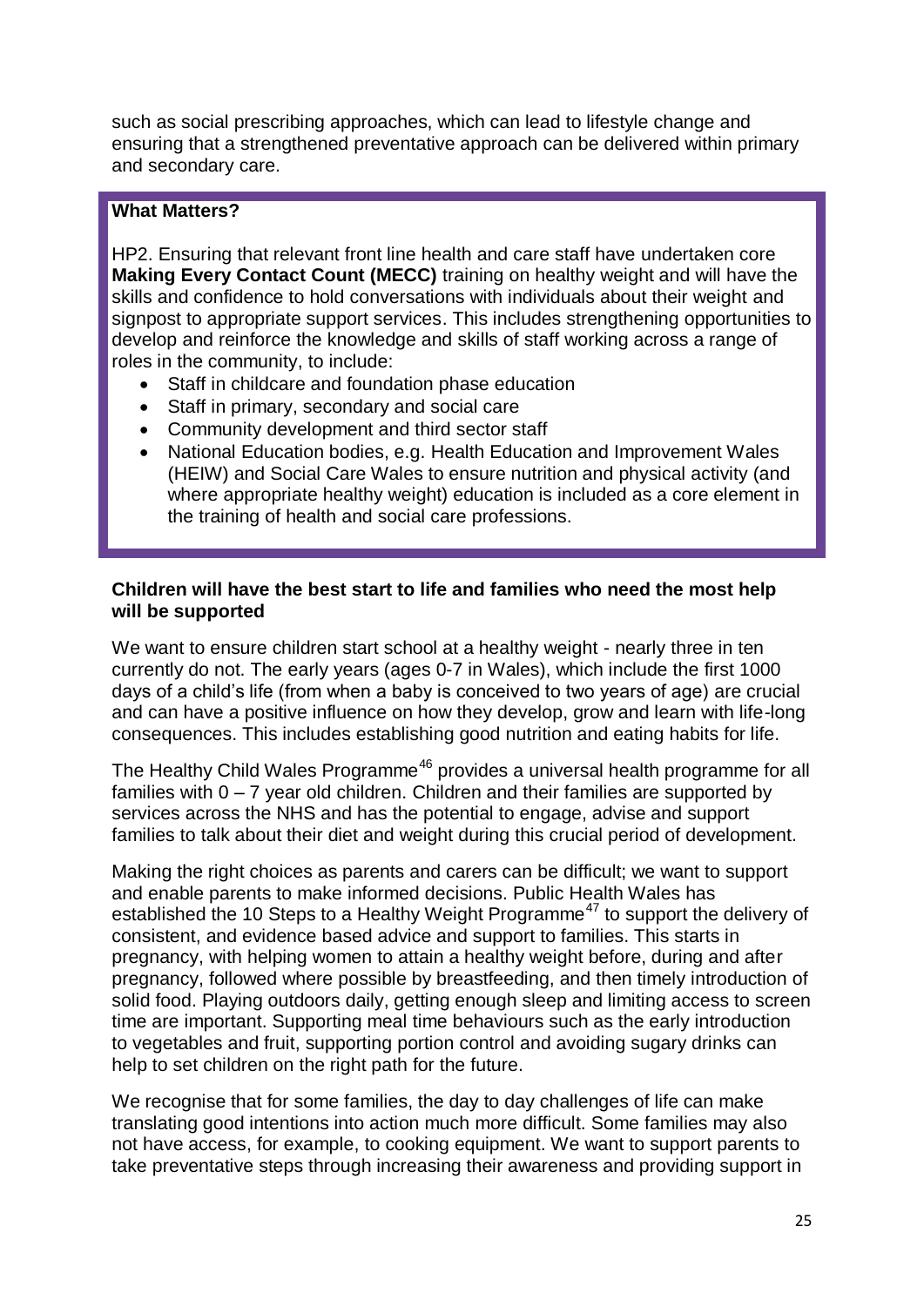such as social prescribing approaches, which can lead to lifestyle change and ensuring that a strengthened preventative approach can be delivered within primary and secondary care.

**What Matters?**

HP2. Ensuring that relevant front line health and care staff have undertaken core **Making Every Contact Count (MECC)** training on healthy weight and will have the skills and confidence to hold conversations with individuals about their weight and signpost to appropriate support services. This includes strengthening opportunities to develop and reinforce the knowledge and skills of staff working across a range of roles in the community, to include:

- Staff in childcare and foundation phase education
- Staff in primary, secondary and social care
- Community development and third sector staff
- National Education bodies, e.g. Health Education and Improvement Wales (HEIW) and Social Care Wales to ensure nutrition and physical activity (and where appropriate healthy weight) education is included as a core element in the training of health and social care professions.

**Children will have the best start to life and families who need the most help will be supported**

We want to ensure children start school at a healthy weight - nearly three in ten currently do not. The early years (ages 0-7 in Wales), which include the first 1000 days of a child's life (from when a baby is conceived to two years of age) are crucial and can have a positive influence on how they develop, grow and learn with life-long consequences. This includes establishing good nutrition and eating habits for life.

The Healthy Child Wales Programme[46] provides a universal health programme for all families with 0 – 7 year old children. Children and their families are supported by services across the NHS and has the potential to engage, advise and support families to talk about their diet and weight during this crucial period of development.

Making the right choices as parents and carers can be difficult; we want to support and enable parents to make informed decisions. Public Health Wales has established the 10 Steps to a Healthy Weight Programme[47] to support the delivery of consistent, and evidence based advice and support to families. This starts in pregnancy, with helping women to attain a healthy weight before, during and after pregnancy, followed where possible by breastfeeding, and then timely introduction of solid food. Playing outdoors daily, getting enough sleep and limiting access to screen time are important. Supporting meal time behaviours such as the early introduction to vegetables and fruit, supporting portion control and avoiding sugary drinks can help to set children on the right path for the future.

We recognise that for some families, the day to day challenges of life can make translating good intentions into action much more difficult. Some families may also not have access, for example, to cooking equipment. We want to support parents to take preventative steps through increasing their awareness and providing support in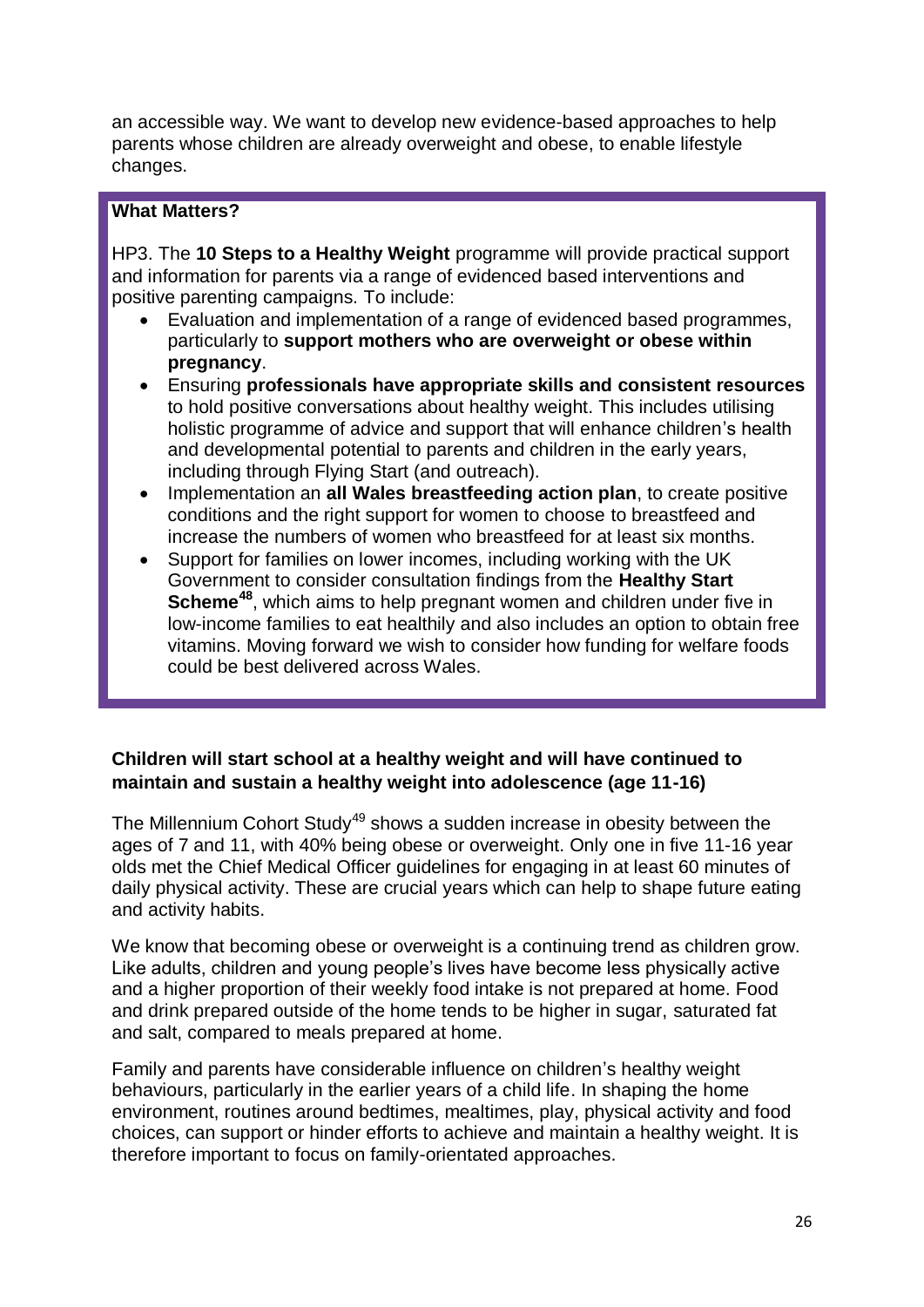an accessible way. We want to develop new evidence-based approaches to help parents whose children are already overweight and obese, to enable lifestyle changes.

**What Matters?**

HP3. The **10 Steps to a Healthy Weight** programme will provide practical support and information for parents via a range of evidenced based interventions and positive parenting campaigns. To include:

- Evaluation and implementation of a range of evidenced based programmes, particularly to **support mothers who are overweight or obese within pregnancy**.
- Ensuring **professionals have appropriate skills and consistent resources** to hold positive conversations about healthy weight. This includes utilising holistic programme of advice and support that will enhance children's health and developmental potential to parents and children in the early years, including through Flying Start (and outreach).
- Implementation an **all Wales breastfeeding action plan**, to create positive conditions and the right support for women to choose to breastfeed and increase the numbers of women who breastfeed for at least six months.
- Support for families on lower incomes, including working with the UK Government to consider consultation findings from the **Healthy Start Scheme**[48], which aims to help pregnant women and children under five in low-income families to eat healthily and also includes an option to obtain free vitamins. Moving forward we wish to consider how funding for welfare foods could be best delivered across Wales.

**Children will start school at a healthy weight and will have continued to maintain and sustain a healthy weight into adolescence (age 11-16)**

The Millennium Cohort Study[49] shows a sudden increase in obesity between the ages of 7 and 11, with 40% being obese or overweight. Only one in five 11-16 year olds met the Chief Medical Officer guidelines for engaging in at least 60 minutes of daily physical activity. These are crucial years which can help to shape future eating and activity habits.

We know that becoming obese or overweight is a continuing trend as children grow. Like adults, children and young people's lives have become less physically active and a higher proportion of their weekly food intake is not prepared at home. Food and drink prepared outside of the home tends to be higher in sugar, saturated fat and salt, compared to meals prepared at home.

Family and parents have considerable influence on children's healthy weight behaviours, particularly in the earlier years of a child life. In shaping the home environment, routines around bedtimes, mealtimes, play, physical activity and food choices, can support or hinder efforts to achieve and maintain a healthy weight. It is therefore important to focus on family-orientated approaches.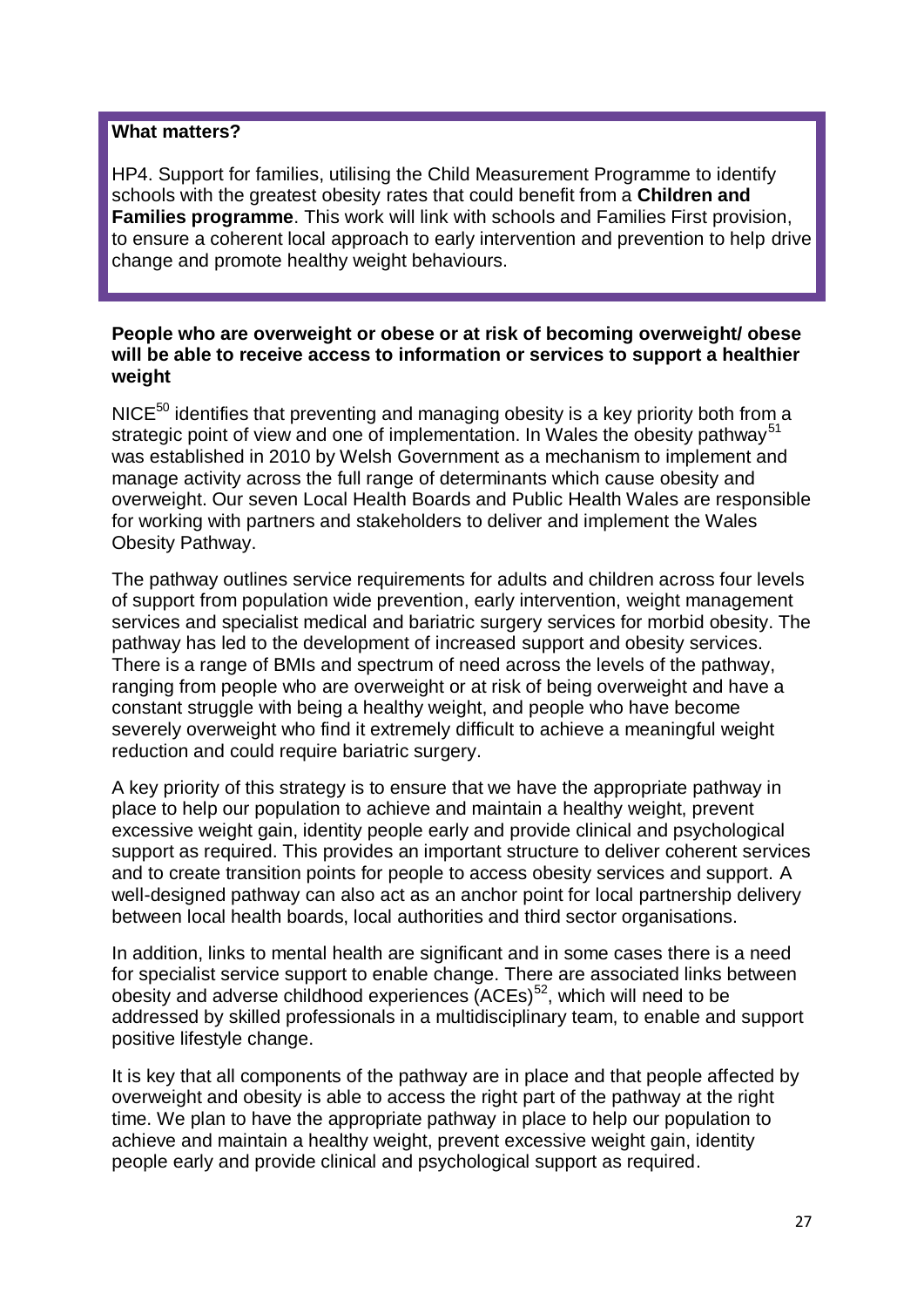**What matters?**

HP4. Support for families, utilising the Child Measurement Programme to identify schools with the greatest obesity rates that could benefit from a **Children and Families programme**. This work will link with schools and Families First provision, to ensure a coherent local approach to early intervention and prevention to help drive change and promote healthy weight behaviours.

**People who are overweight or obese or at risk of becoming overweight/ obese will be able to receive access to information or services to support a healthier weight**

NICE[50] identifies that preventing and managing obesity is a key priority both from a strategic point of view and one of implementation. In Wales the obesity pathway[51] was established in 2010 by Welsh Government as a mechanism to implement and manage activity across the full range of determinants which cause obesity and overweight. Our seven Local Health Boards and Public Health Wales are responsible for working with partners and stakeholders to deliver and implement the Wales Obesity Pathway.

The pathway outlines service requirements for adults and children across four levels of support from population wide prevention, early intervention, weight management services and specialist medical and bariatric surgery services for morbid obesity. The pathway has led to the development of increased support and obesity services. There is a range of BMIs and spectrum of need across the levels of the pathway, ranging from people who are overweight or at risk of being overweight and have a constant struggle with being a healthy weight, and people who have become severely overweight who find it extremely difficult to achieve a meaningful weight reduction and could require bariatric surgery.

A key priority of this strategy is to ensure that we have the appropriate pathway in place to help our population to achieve and maintain a healthy weight, prevent excessive weight gain, identity people early and provide clinical and psychological support as required. This provides an important structure to deliver coherent services and to create transition points for people to access obesity services and support. A well-designed pathway can also act as an anchor point for local partnership delivery between local health boards, local authorities and third sector organisations.

In addition, links to mental health are significant and in some cases there is a need for specialist service support to enable change. There are associated links between obesity and adverse childhood experiences (ACEs)[52], which will need to be addressed by skilled professionals in a multidisciplinary team, to enable and support positive lifestyle change.

It is key that all components of the pathway are in place and that people affected by overweight and obesity is able to access the right part of the pathway at the right time. We plan to have the appropriate pathway in place to help our population to achieve and maintain a healthy weight, prevent excessive weight gain, identity people early and provide clinical and psychological support as required.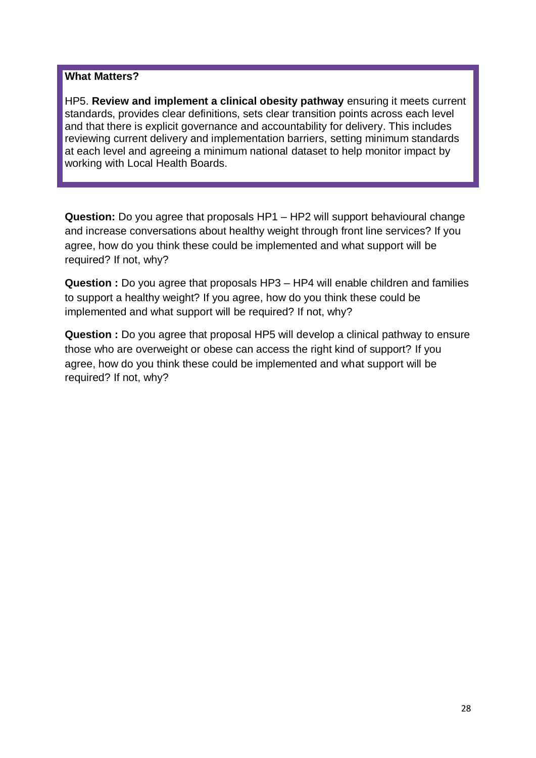**What Matters?**

HP5. **Review and implement a clinical obesity pathway** ensuring it meets current standards, provides clear definitions, sets clear transition points across each level and that there is explicit governance and accountability for delivery. This includes reviewing current delivery and implementation barriers, setting minimum standards at each level and agreeing a minimum national dataset to help monitor impact by working with Local Health Boards.

**Question:** Do you agree that proposals HP1 – HP2 will support behavioural change and increase conversations about healthy weight through front line services? If you agree, how do you think these could be implemented and what support will be required? If not, why?

**Question :** Do you agree that proposals HP3 – HP4 will enable children and families to support a healthy weight? If you agree, how do you think these could be implemented and what support will be required? If not, why?

**Question :** Do you agree that proposal HP5 will develop a clinical pathway to ensure those who are overweight or obese can access the right kind of support? If you agree, how do you think these could be implemented and what support will be required? If not, why?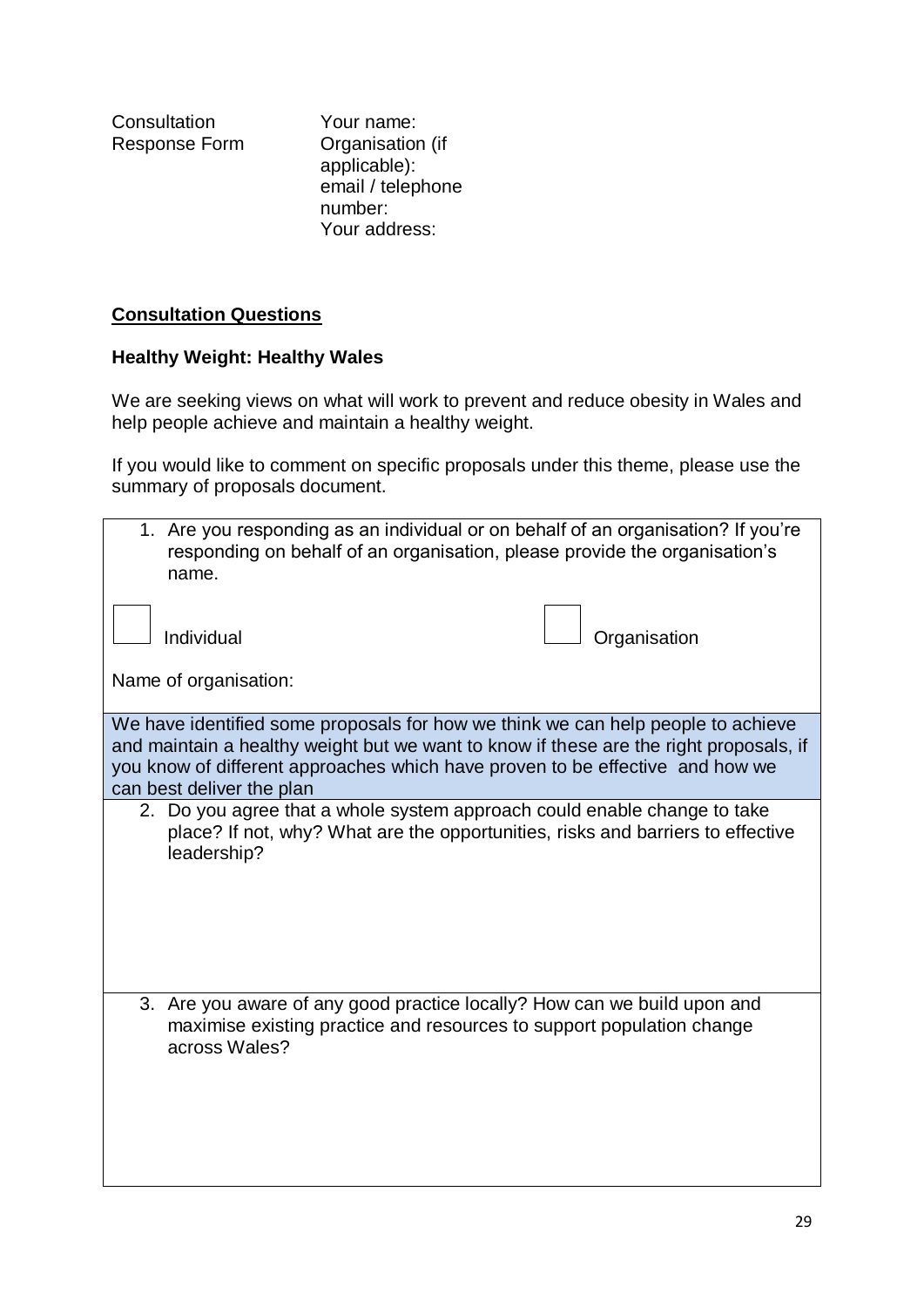Consultation Response Form

Your name:
Organisation (if applicable):
email / telephone number:
Your address:

**Consultation Questions**

**Healthy Weight: Healthy Wales**

We are seeking views on what will work to prevent and reduce obesity in Wales and help people achieve and maintain a healthy weight.

If you would like to comment on specific proposals under this theme, please use the summary of proposals document.

| |
|---|
| 1. Are you responding as an individual or on behalf of an organisation? If you're responding on behalf of an organisation, please provide the organisation's name.<br><br>☐ Individual &nbsp;&nbsp;&nbsp;&nbsp; ☐ Organisation<br><br>Name of organisation: |
| We have identified some proposals for how we think we can help people to achieve and maintain a healthy weight but we want to know if these are the right proposals, if you know of different approaches which have proven to be effective and how we can best deliver the plan |
| 2. Do you agree that a whole system approach could enable change to take place? If not, why? What are the opportunities, risks and barriers to effective leadership? |
| 3. Are you aware of any good practice locally? How can we build upon and maximise existing practice and resources to support population change across Wales? |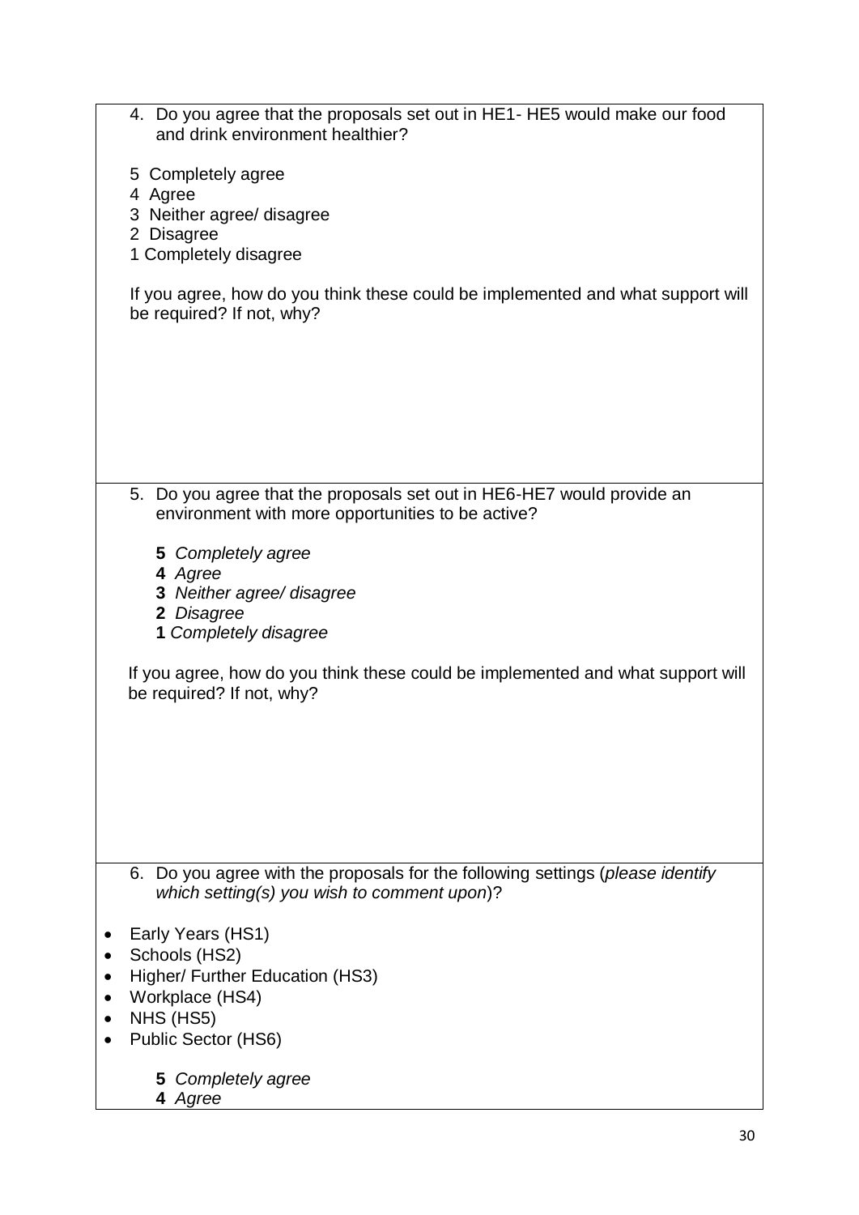4. Do you agree that the proposals set out in HE1- HE5 would make our food and drink environment healthier?

5 Completely agree
4 Agree
3 Neither agree/ disagree
2 Disagree
1 Completely disagree

If you agree, how do you think these could be implemented and what support will be required? If not, why?

5. Do you agree that the proposals set out in HE6-HE7 would provide an environment with more opportunities to be active?

**5** *Completely agree*
**4** *Agree*
**3** *Neither agree/ disagree*
**2** *Disagree*
**1** *Completely disagree*

If you agree, how do you think these could be implemented and what support will be required? If not, why?

6. Do you agree with the proposals for the following settings (*please identify which setting(s) you wish to comment upon*)?

- Early Years (HS1)
- Schools (HS2)
- Higher/ Further Education (HS3)
- Workplace (HS4)
- NHS (HS5)
- Public Sector (HS6)

**5** *Completely agree*
**4** *Agree*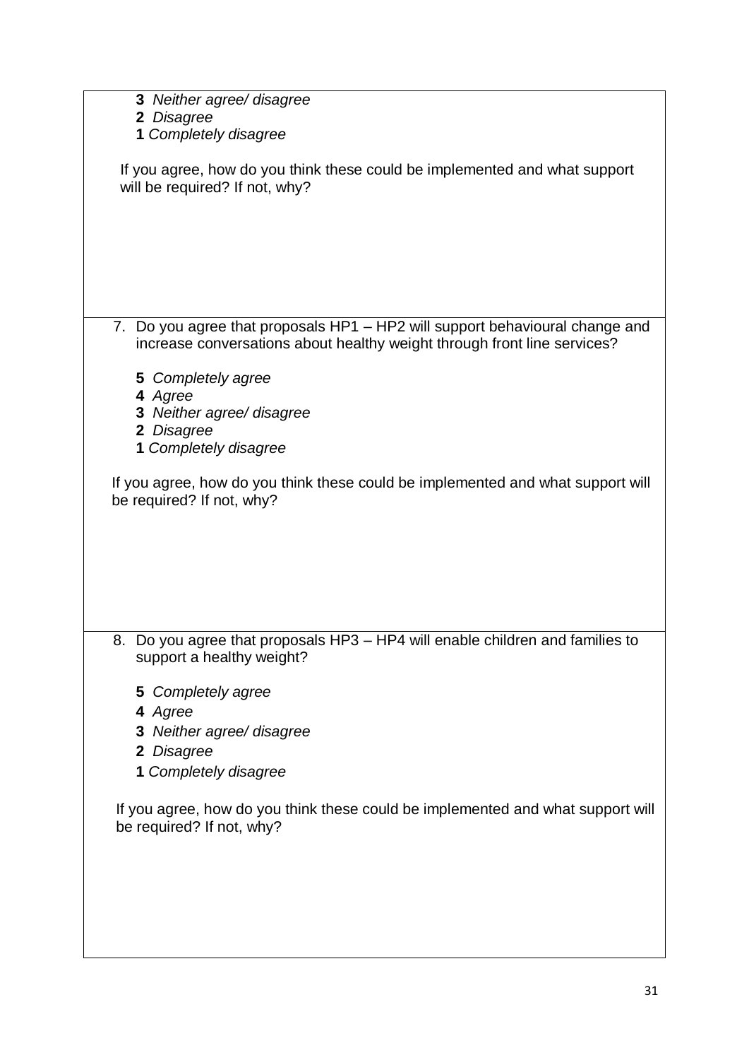**3** *Neither agree/ disagree*
**2** *Disagree*
**1** *Completely disagree*

If you agree, how do you think these could be implemented and what support will be required? If not, why?

7. Do you agree that proposals HP1 – HP2 will support behavioural change and increase conversations about healthy weight through front line services?

   **5** *Completely agree*
   **4** *Agree*
   **3** *Neither agree/ disagree*
   **2** *Disagree*
   **1** *Completely disagree*

If you agree, how do you think these could be implemented and what support will be required? If not, why?

8. Do you agree that proposals HP3 – HP4 will enable children and families to support a healthy weight?

   **5** *Completely agree*
   **4** *Agree*
   **3** *Neither agree/ disagree*
   **2** *Disagree*
   **1** *Completely disagree*

If you agree, how do you think these could be implemented and what support will be required? If not, why?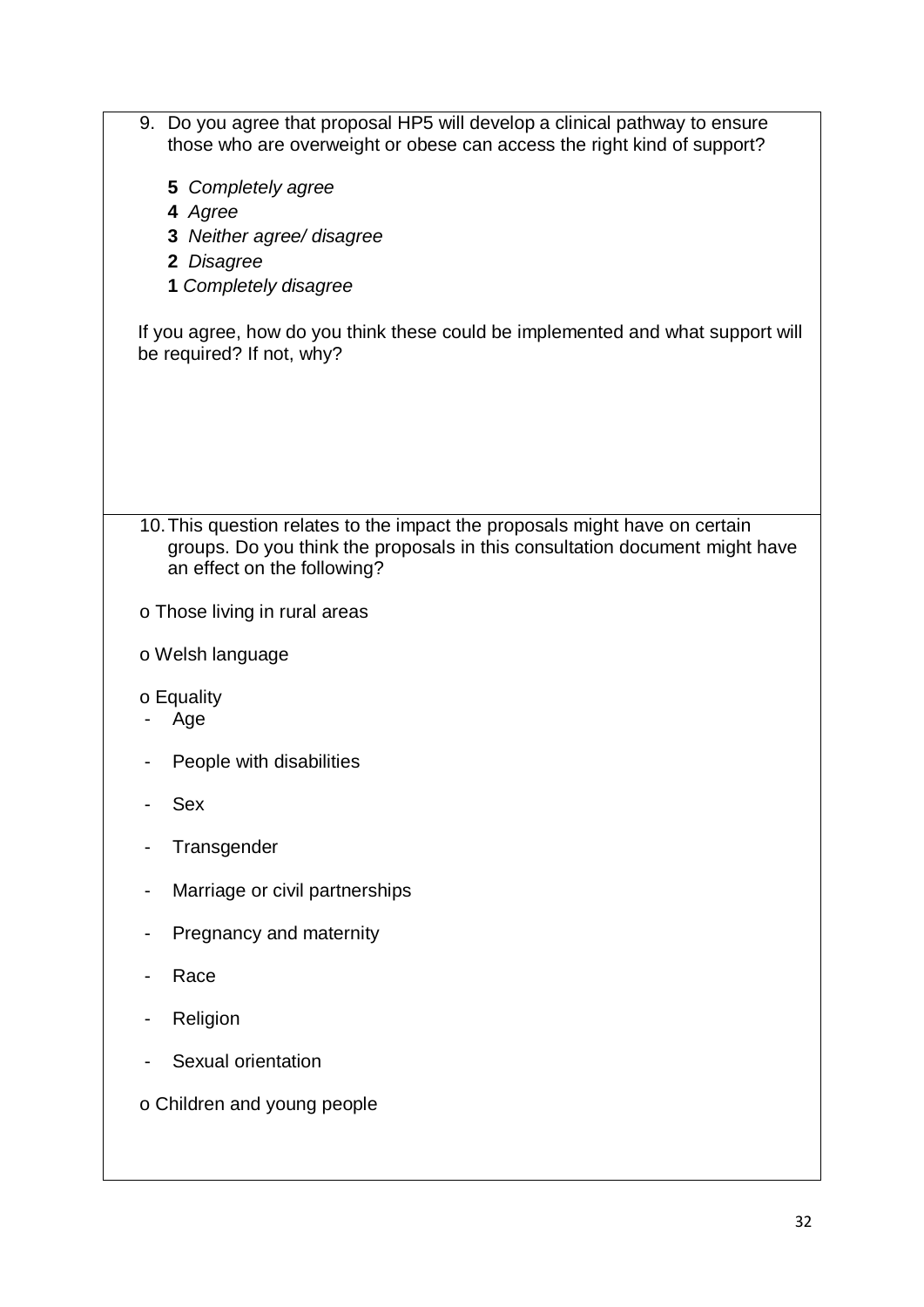9. Do you agree that proposal HP5 will develop a clinical pathway to ensure those who are overweight or obese can access the right kind of support?

   **5** *Completely agree*
   **4** *Agree*
   **3** *Neither agree/ disagree*
   **2** *Disagree*
   **1** *Completely disagree*

If you agree, how do you think these could be implemented and what support will be required? If not, why?

10. This question relates to the impact the proposals might have on certain groups. Do you think the proposals in this consultation document might have an effect on the following?

o Those living in rural areas

o Welsh language

o Equality
- Age
- People with disabilities
- Sex
- Transgender
- Marriage or civil partnerships
- Pregnancy and maternity
- Race
- Religion
- Sexual orientation

o Children and young people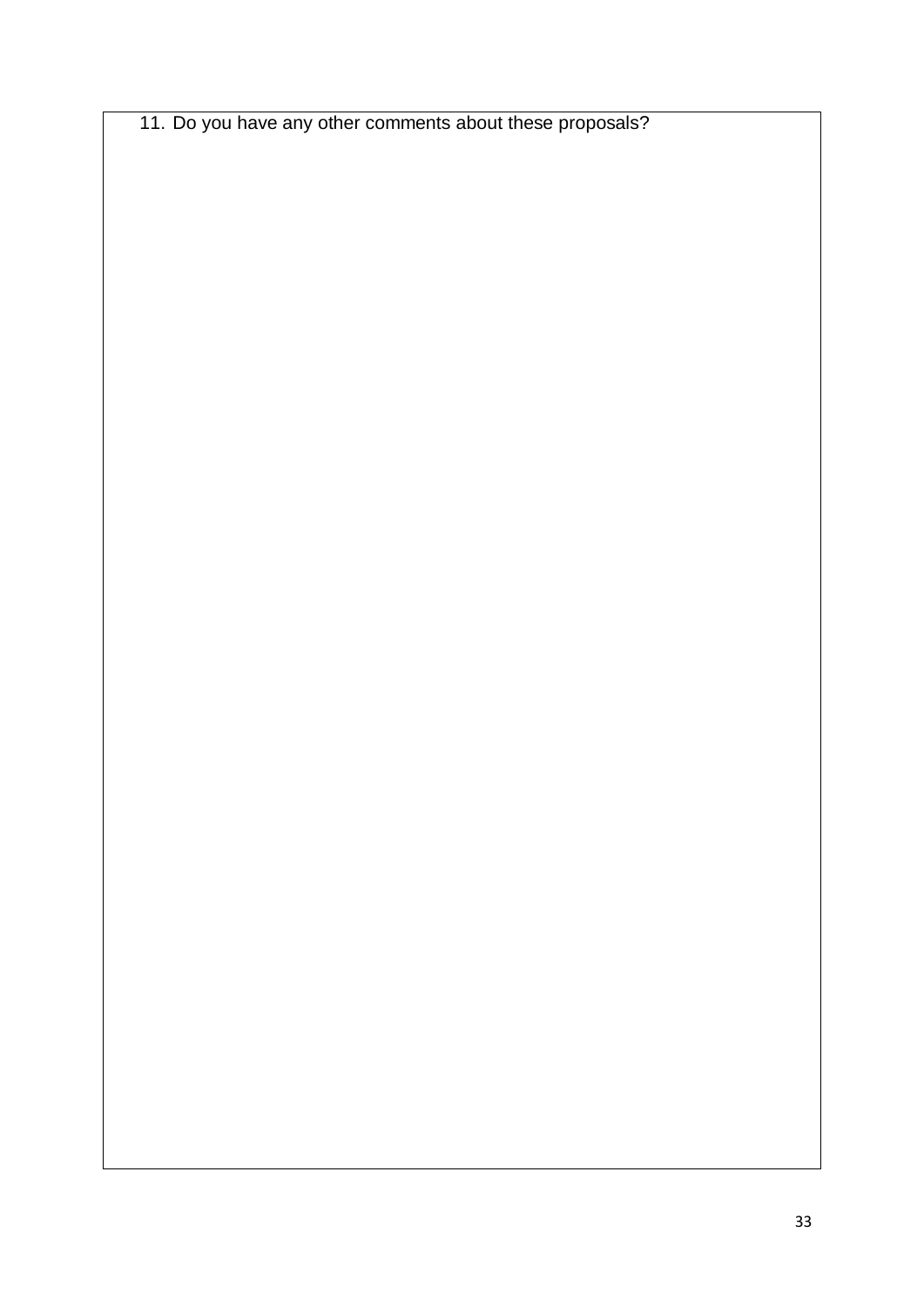11. Do you have any other comments about these proposals?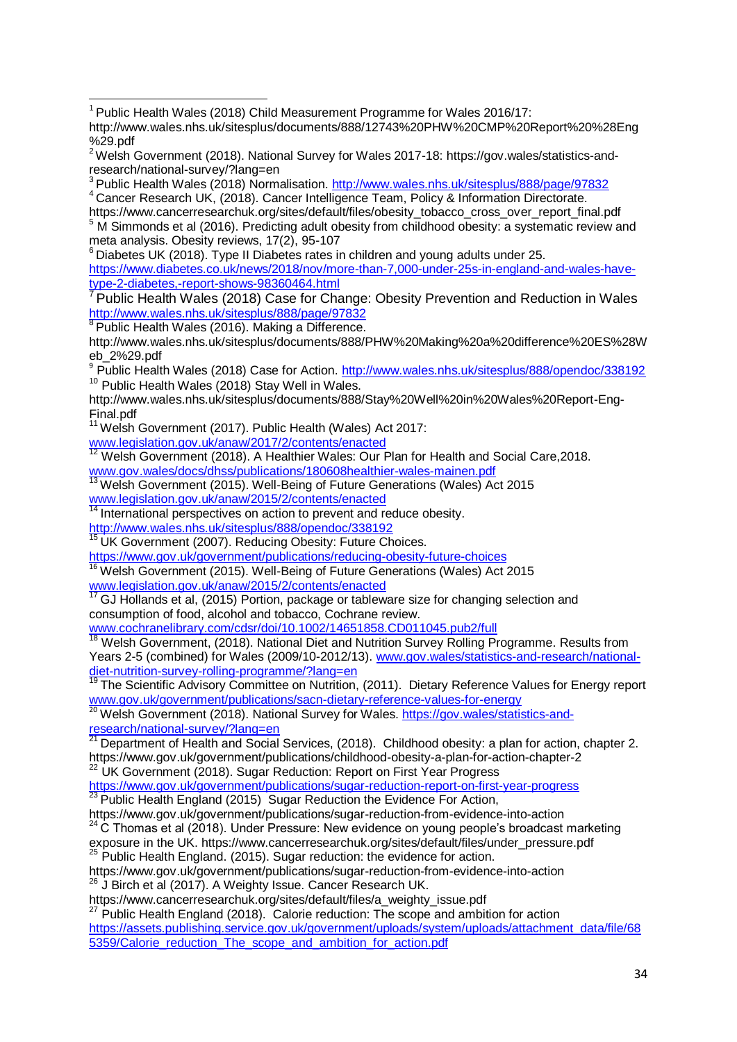[1] Public Health Wales (2018) Child Measurement Programme for Wales 2016/17: http://www.wales.nhs.uk/sitesplus/documents/888/12743%20PHW%20CMP%20Report%20%28Eng%29.pdf

[2] Welsh Government (2018). National Survey for Wales 2017-18: https://gov.wales/statistics-and-research/national-survey/?lang=en

[3] Public Health Wales (2018) Normalisation. http://www.wales.nhs.uk/sitesplus/888/page/97832

[4] Cancer Research UK, (2018). Cancer Intelligence Team, Policy & Information Directorate. https://www.cancerresearchuk.org/sites/default/files/obesity_tobacco_cross_over_report_final.pdf

[5] M Simmonds et al (2016). Predicting adult obesity from childhood obesity: a systematic review and meta analysis. Obesity reviews, 17(2), 95-107

[6] Diabetes UK (2018). Type II Diabetes rates in children and young adults under 25. https://www.diabetes.co.uk/news/2018/nov/more-than-7,000-under-25s-in-england-and-wales-have-type-2-diabetes,-report-shows-98360464.html

[7] Public Health Wales (2018) Case for Change: Obesity Prevention and Reduction in Wales http://www.wales.nhs.uk/sitesplus/888/page/97832

[8] Public Health Wales (2016). Making a Difference. http://www.wales.nhs.uk/sitesplus/documents/888/PHW%20Making%20a%20difference%20ES%28Web_2%29.pdf

[9] Public Health Wales (2018) Case for Action. http://www.wales.nhs.uk/sitesplus/888/opendoc/338192

[10] Public Health Wales (2018) Stay Well in Wales. http://www.wales.nhs.uk/sitesplus/documents/888/Stay%20Well%20in%20Wales%20Report-Eng-Final.pdf

[11] Welsh Government (2017). Public Health (Wales) Act 2017: www.legislation.gov.uk/anaw/2017/2/contents/enacted

[12] Welsh Government (2018). A Healthier Wales: Our Plan for Health and Social Care,2018. www.gov.wales/docs/dhss/publications/180608healthier-wales-mainen.pdf

[13] Welsh Government (2015). Well-Being of Future Generations (Wales) Act 2015 www.legislation.gov.uk/anaw/2015/2/contents/enacted

[14] International perspectives on action to prevent and reduce obesity. http://www.wales.nhs.uk/sitesplus/888/opendoc/338192

[15] UK Government (2007). Reducing Obesity: Future Choices. https://www.gov.uk/government/publications/reducing-obesity-future-choices

[16] Welsh Government (2015). Well-Being of Future Generations (Wales) Act 2015 www.legislation.gov.uk/anaw/2015/2/contents/enacted

[17] GJ Hollands et al, (2015) Portion, package or tableware size for changing selection and consumption of food, alcohol and tobacco, Cochrane review. www.cochranelibrary.com/cdsr/doi/10.1002/14651858.CD011045.pub2/full

[18] Welsh Government, (2018). National Diet and Nutrition Survey Rolling Programme. Results from Years 2-5 (combined) for Wales (2009/10-2012/13). www.gov.wales/statistics-and-research/national-diet-nutrition-survey-rolling-programme/?lang=en

[19] The Scientific Advisory Committee on Nutrition, (2011). Dietary Reference Values for Energy report www.gov.uk/government/publications/sacn-dietary-reference-values-for-energy

[20] Welsh Government (2018). National Survey for Wales. https://gov.wales/statistics-and-research/national-survey/?lang=en

[21] Department of Health and Social Services, (2018). Childhood obesity: a plan for action, chapter 2. https://www.gov.uk/government/publications/childhood-obesity-a-plan-for-action-chapter-2

[22] UK Government (2018). Sugar Reduction: Report on First Year Progress https://www.gov.uk/government/publications/sugar-reduction-report-on-first-year-progress

[23] Public Health England (2015) Sugar Reduction the Evidence For Action, https://www.gov.uk/government/publications/sugar-reduction-from-evidence-into-action

[24] C Thomas et al (2018). Under Pressure: New evidence on young people's broadcast marketing exposure in the UK. https://www.cancerresearchuk.org/sites/default/files/under_pressure.pdf

[25] Public Health England. (2015). Sugar reduction: the evidence for action. https://www.gov.uk/government/publications/sugar-reduction-from-evidence-into-action

[26] J Birch et al (2017). A Weighty Issue. Cancer Research UK. https://www.cancerresearchuk.org/sites/default/files/a_weighty_issue.pdf

[27] Public Health England (2018). Calorie reduction: The scope and ambition for action https://assets.publishing.service.gov.uk/government/uploads/system/uploads/attachment_data/file/685359/Calorie_reduction_The_scope_and_ambition_for_action.pdf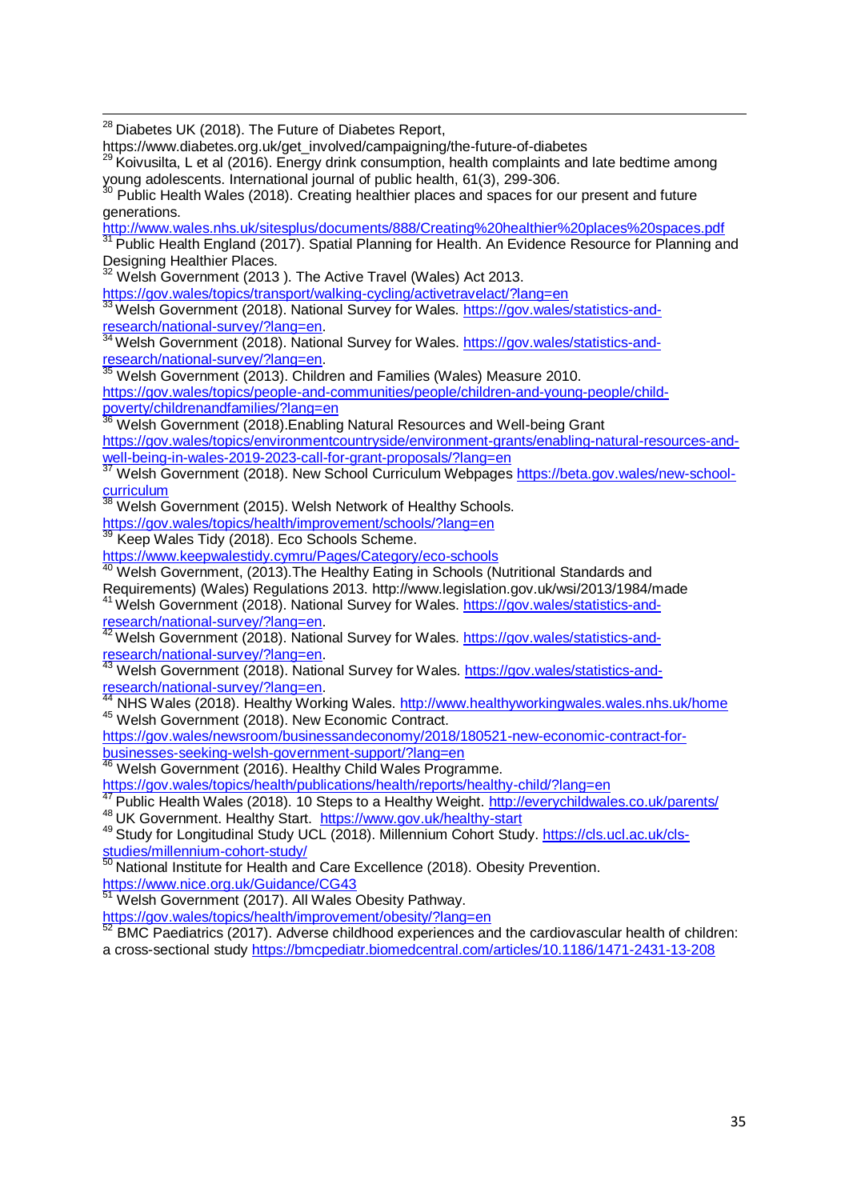[28] Diabetes UK (2018). The Future of Diabetes Report, https://www.diabetes.org.uk/get_involved/campaigning/the-future-of-diabetes

[29] Koivusilta, L et al (2016). Energy drink consumption, health complaints and late bedtime among young adolescents. International journal of public health, 61(3), 299-306.

[30] Public Health Wales (2018). Creating healthier places and spaces for our present and future generations. http://www.wales.nhs.uk/sitesplus/documents/888/Creating%20healthier%20places%20spaces.pdf

[31] Public Health England (2017). Spatial Planning for Health. An Evidence Resource for Planning and Designing Healthier Places.

[32] Welsh Government (2013 ). The Active Travel (Wales) Act 2013. https://gov.wales/topics/transport/walking-cycling/activetravelact/?lang=en

[33] Welsh Government (2018). National Survey for Wales. https://gov.wales/statistics-and-research/national-survey/?lang=en.

[34] Welsh Government (2018). National Survey for Wales. https://gov.wales/statistics-and-research/national-survey/?lang=en.

[35] Welsh Government (2013). Children and Families (Wales) Measure 2010. https://gov.wales/topics/people-and-communities/people/children-and-young-people/child-poverty/childrenandfamilies/?lang=en

[36] Welsh Government (2018).Enabling Natural Resources and Well-being Grant https://gov.wales/topics/environmentcountryside/environment-grants/enabling-natural-resources-and-well-being-in-wales-2019-2023-call-for-grant-proposals/?lang=en

[37] Welsh Government (2018). New School Curriculum Webpages https://beta.gov.wales/new-school-curriculum

[38] Welsh Government (2015). Welsh Network of Healthy Schools. https://gov.wales/topics/health/improvement/schools/?lang=en

[39] Keep Wales Tidy (2018). Eco Schools Scheme. https://www.keepwalestidy.cymru/Pages/Category/eco-schools

[40] Welsh Government, (2013).The Healthy Eating in Schools (Nutritional Standards and Requirements) (Wales) Regulations 2013. http://www.legislation.gov.uk/wsi/2013/1984/made

[41] Welsh Government (2018). National Survey for Wales. https://gov.wales/statistics-and-research/national-survey/?lang=en.

[42] Welsh Government (2018). National Survey for Wales. https://gov.wales/statistics-and-research/national-survey/?lang=en.

[43] Welsh Government (2018). National Survey for Wales. https://gov.wales/statistics-and-research/national-survey/?lang=en.

[44] NHS Wales (2018). Healthy Working Wales. http://www.healthyworkingwales.wales.nhs.uk/home

[45] Welsh Government (2018). New Economic Contract. https://gov.wales/newsroom/businessandeconomy/2018/180521-new-economic-contract-for-businesses-seeking-welsh-government-support/?lang=en

[46] Welsh Government (2016). Healthy Child Wales Programme. https://gov.wales/topics/health/publications/health/reports/healthy-child/?lang=en

[47] Public Health Wales (2018). 10 Steps to a Healthy Weight. http://everychildwales.co.uk/parents/

[48] UK Government. Healthy Start. https://www.gov.uk/healthy-start

[49] Study for Longitudinal Study UCL (2018). Millennium Cohort Study. https://cls.ucl.ac.uk/cls-studies/millennium-cohort-study/

[50] National Institute for Health and Care Excellence (2018). Obesity Prevention. https://www.nice.org.uk/Guidance/CG43

[51] Welsh Government (2017). All Wales Obesity Pathway. https://gov.wales/topics/health/improvement/obesity/?lang=en

[52] BMC Paediatrics (2017). Adverse childhood experiences and the cardiovascular health of children: a cross-sectional study https://bmcpediatr.biomedcentral.com/articles/10.1186/1471-2431-13-208